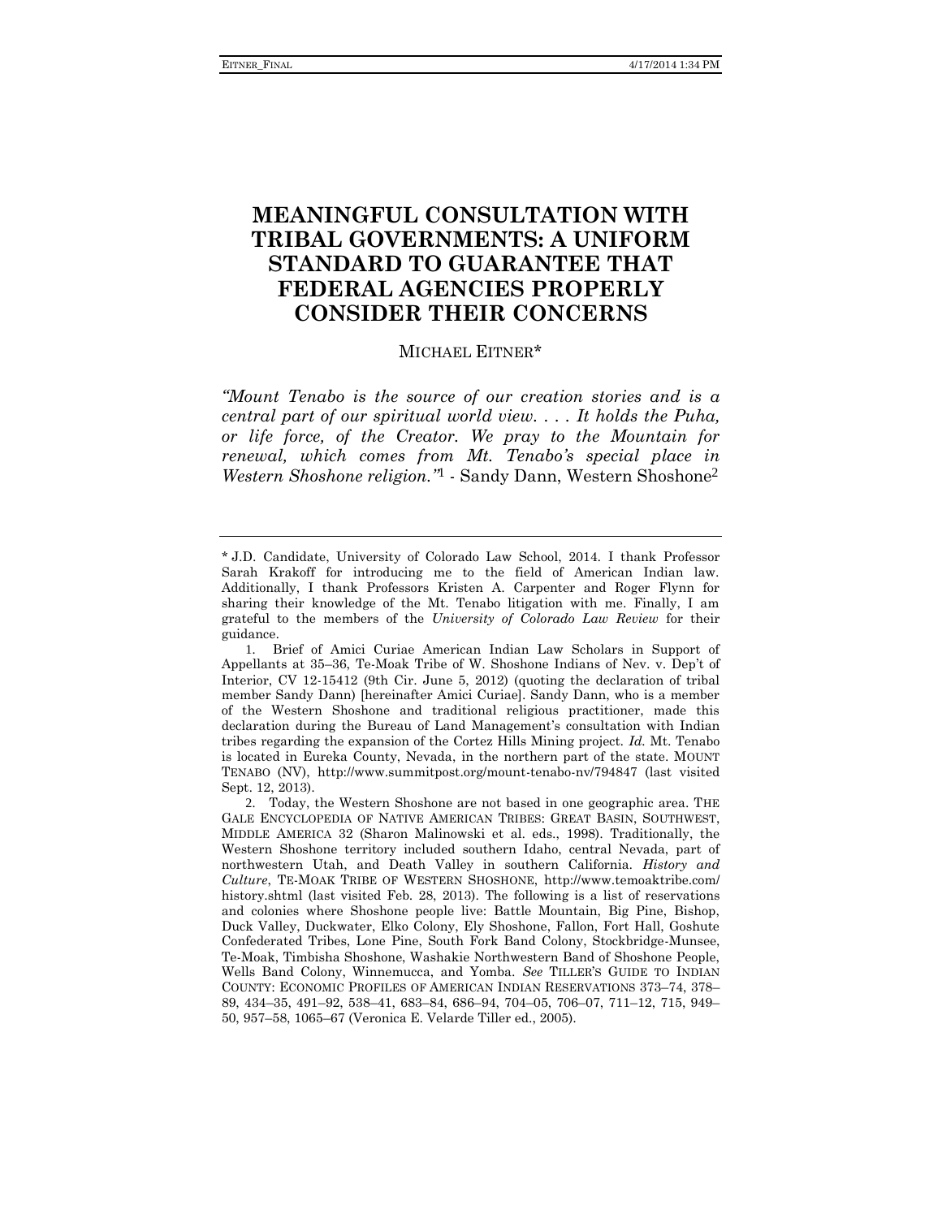# MEANINGFUL CONSULTATION WITH TRIBAL GOVERNMENTS: A UNIFORM STANDARD TO GUARANTEE THAT FEDERAL AGENCIES PROPERLY CONSIDER THEIR CONCERNS

MICHAEL EITNER*

*"Mount Tenabo is the source of our creation stories and is a central part of our spiritual world view. . . . It holds the Puha, or life force, of the Creator. We pray to the Mountain for renewal, which comes from Mt. Tenabo's special place in Western Shoshone religion."*[1] - Sandy Dann, Western Shoshone[2]

---

\* J.D. Candidate, University of Colorado Law School, 2014. I thank Professor Sarah Krakoff for introducing me to the field of American Indian law. Additionally, I thank Professors Kristen A. Carpenter and Roger Flynn for sharing their knowledge of the Mt. Tenabo litigation with me. Finally, I am grateful to the members of the *University of Colorado Law Review* for their guidance.

1. Brief of Amici Curiae American Indian Law Scholars in Support of Appellants at 35–36, Te-Moak Tribe of W. Shoshone Indians of Nev. v. Dep't of Interior, CV 12-15412 (9th Cir. June 5, 2012) (quoting the declaration of tribal member Sandy Dann) [hereinafter Amici Curiae]. Sandy Dann, who is a member of the Western Shoshone and traditional religious practitioner, made this declaration during the Bureau of Land Management's consultation with Indian tribes regarding the expansion of the Cortez Hills Mining project. *Id.* Mt. Tenabo is located in Eureka County, Nevada, in the northern part of the state. MOUNT TENABO (NV), http://www.summitpost.org/mount-tenabo-nv/794847 (last visited Sept. 12, 2013).

2. Today, the Western Shoshone are not based in one geographic area. THE GALE ENCYCLOPEDIA OF NATIVE AMERICAN TRIBES: GREAT BASIN, SOUTHWEST, MIDDLE AMERICA 32 (Sharon Malinowski et al. eds., 1998). Traditionally, the Western Shoshone territory included southern Idaho, central Nevada, part of northwestern Utah, and Death Valley in southern California. *History and Culture*, TE-MOAK TRIBE OF WESTERN SHOSHONE, http://www.temoaktribe.com/history.shtml (last visited Feb. 28, 2013). The following is a list of reservations and colonies where Shoshone people live: Battle Mountain, Big Pine, Bishop, Duck Valley, Duckwater, Elko Colony, Ely Shoshone, Fallon, Fort Hall, Goshute Confederated Tribes, Lone Pine, South Fork Band Colony, Stockbridge-Munsee, Te-Moak, Timbisha Shoshone, Washakie Northwestern Band of Shoshone People, Wells Band Colony, Winnemucca, and Yomba. *See* TILLER'S GUIDE TO INDIAN COUNTY: ECONOMIC PROFILES OF AMERICAN INDIAN RESERVATIONS 373–74, 378–89, 434–35, 491–92, 538–41, 683–84, 686–94, 704–05, 706–07, 711–12, 715, 949–50, 957–58, 1065–67 (Veronica E. Velarde Tiller ed., 2005).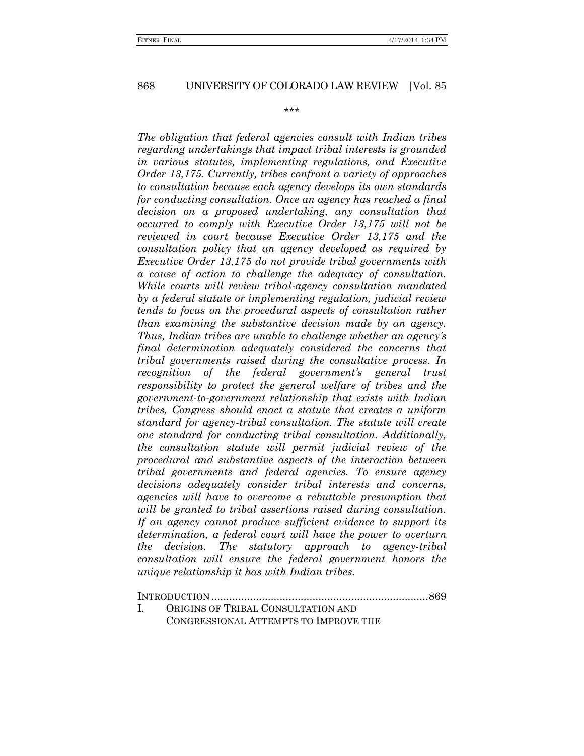\*\*\*

*The obligation that federal agencies consult with Indian tribes regarding undertakings that impact tribal interests is grounded in various statutes, implementing regulations, and Executive Order 13,175. Currently, tribes confront a variety of approaches to consultation because each agency develops its own standards for conducting consultation. Once an agency has reached a final decision on a proposed undertaking, any consultation that occurred to comply with Executive Order 13,175 will not be reviewed in court because Executive Order 13,175 and the consultation policy that an agency developed as required by Executive Order 13,175 do not provide tribal governments with a cause of action to challenge the adequacy of consultation. While courts will review tribal-agency consultation mandated by a federal statute or implementing regulation, judicial review tends to focus on the procedural aspects of consultation rather than examining the substantive decision made by an agency. Thus, Indian tribes are unable to challenge whether an agency's final determination adequately considered the concerns that tribal governments raised during the consultative process. In recognition of the federal government's general trust responsibility to protect the general welfare of tribes and the government-to-government relationship that exists with Indian tribes, Congress should enact a statute that creates a uniform standard for agency-tribal consultation. The statute will create one standard for conducting tribal consultation. Additionally, the consultation statute will permit judicial review of the procedural and substantive aspects of the interaction between tribal governments and federal agencies. To ensure agency decisions adequately consider tribal interests and concerns, agencies will have to overcome a rebuttable presumption that will be granted to tribal assertions raised during consultation. If an agency cannot produce sufficient evidence to support its determination, a federal court will have the power to overturn the decision. The statutory approach to agency-tribal consultation will ensure the federal government honors the unique relationship it has with Indian tribes.*

INTRODUCTION ........................................................................ 869

I. ORIGINS OF TRIBAL CONSULTATION AND CONGRESSIONAL ATTEMPTS TO IMPROVE THE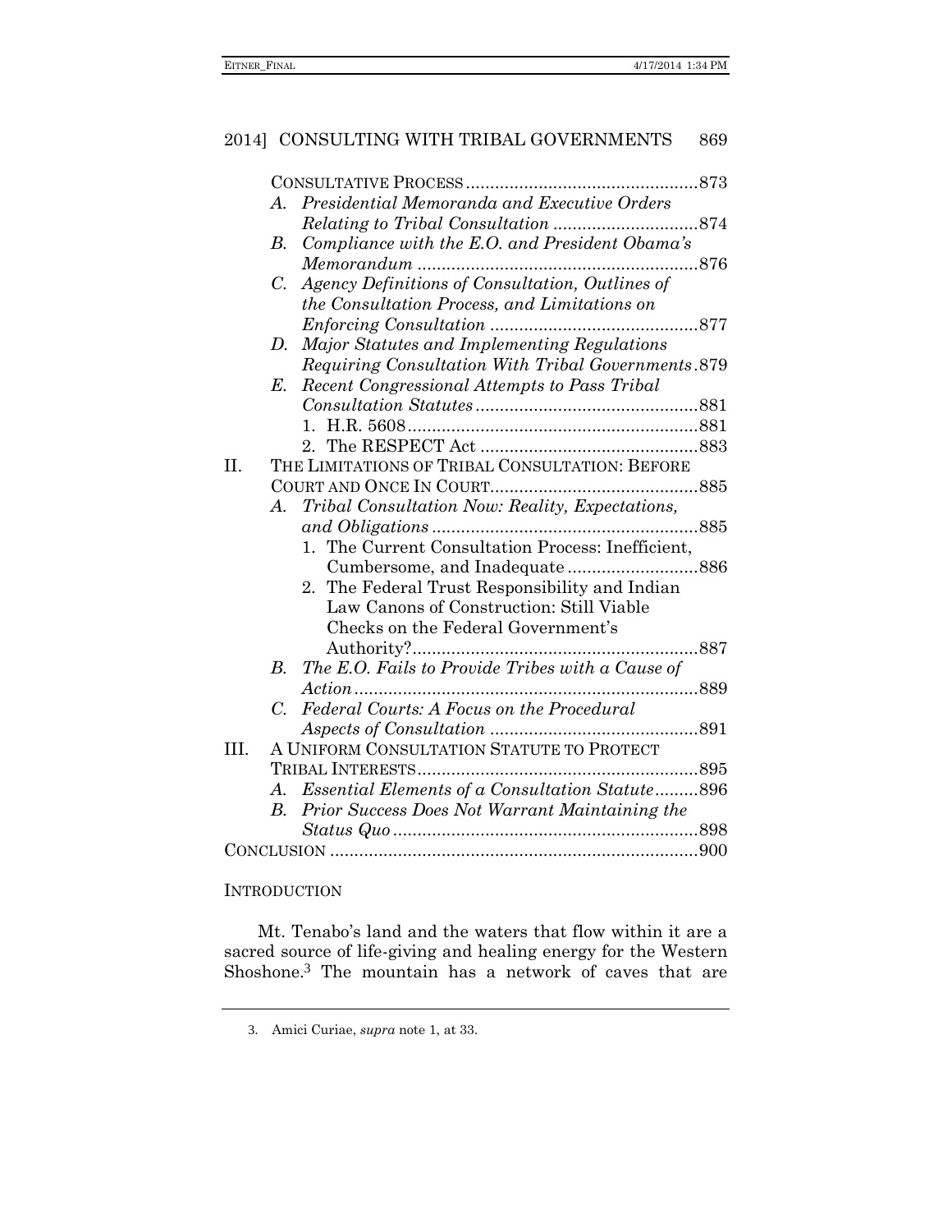CONSULTATIVE PROCESS ...............................................873

- *A. Presidential Memoranda and Executive Orders Relating to Tribal Consultation* .............................874
- *B. Compliance with the E.O. and President Obama's Memorandum* ...........................................................876
- *C. Agency Definitions of Consultation, Outlines of the Consultation Process, and Limitations on Enforcing Consultation* ...........................................877
- *D. Major Statutes and Implementing Regulations Requiring Consultation With Tribal Governments*.879
- *E. Recent Congressional Attempts to Pass Tribal Consultation Statutes* .............................................881
  1. H.R. 5608............................................................881
  2. The RESPECT Act .............................................883

II. THE LIMITATIONS OF TRIBAL CONSULTATION: BEFORE COURT AND ONCE IN COURT...........................................885

- *A. Tribal Consultation Now: Reality, Expectations, and Obligations* .......................................................885
  1. The Current Consultation Process: Inefficient, Cumbersome, and Inadequate ...........................886
  2. The Federal Trust Responsibility and Indian Law Canons of Construction: Still Viable Checks on the Federal Government's Authority?...........................................................887
- *B. The E.O. Fails to Provide Tribes with a Cause of Action* .......................................................................889
- *C. Federal Courts: A Focus on the Procedural Aspects of Consultation* ...........................................891

III. A UNIFORM CONSULTATION STATUTE TO PROTECT TRIBAL INTERESTS..........................................................895

- *A. Essential Elements of a Consultation Statute*.........896
- *B. Prior Success Does Not Warrant Maintaining the Status Quo* ...............................................................898

CONCLUSION ............................................................................900

## INTRODUCTION

Mt. Tenabo's land and the waters that flow within it are a sacred source of life-giving and healing energy for the Western Shoshone.[3] The mountain has a network of caves that are

3. Amici Curiae, *supra* note 1, at 33.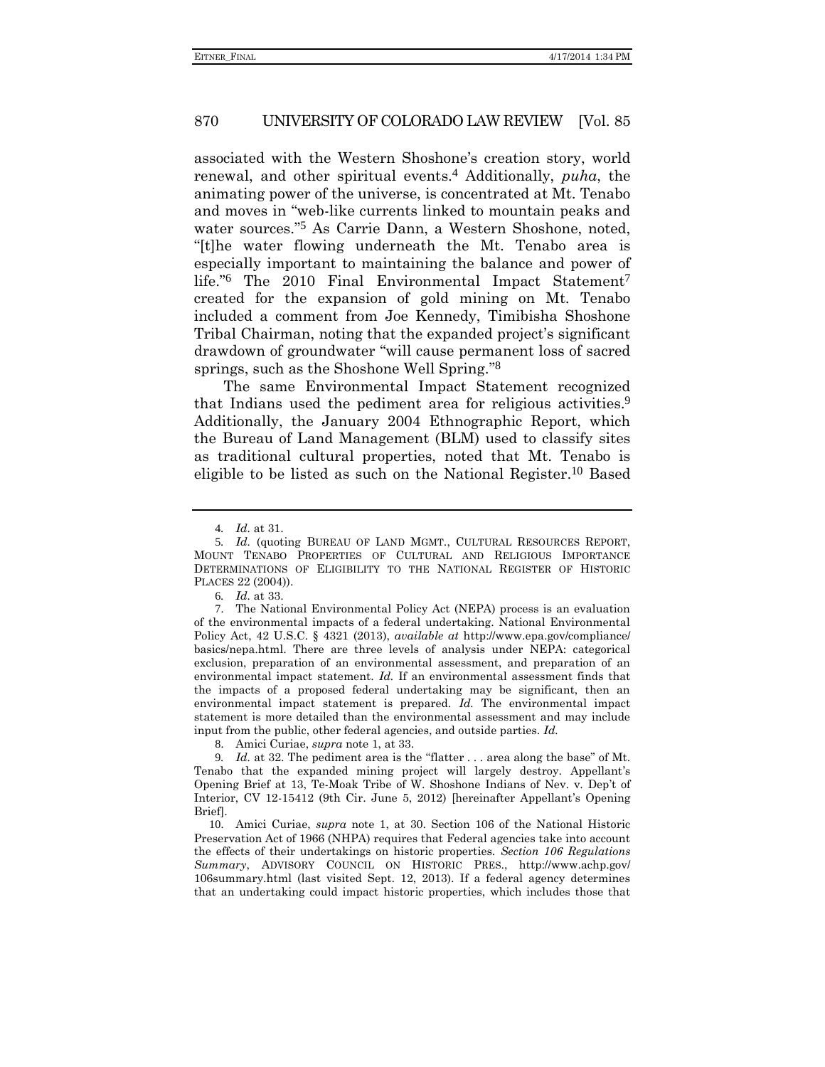associated with the Western Shoshone's creation story, world renewal, and other spiritual events.[4] Additionally, *puha*, the animating power of the universe, is concentrated at Mt. Tenabo and moves in "web-like currents linked to mountain peaks and water sources."[5] As Carrie Dann, a Western Shoshone, noted, "[t]he water flowing underneath the Mt. Tenabo area is especially important to maintaining the balance and power of life."[6] The 2010 Final Environmental Impact Statement[7] created for the expansion of gold mining on Mt. Tenabo included a comment from Joe Kennedy, Timibisha Shoshone Tribal Chairman, noting that the expanded project's significant drawdown of groundwater "will cause permanent loss of sacred springs, such as the Shoshone Well Spring."[8]

The same Environmental Impact Statement recognized that Indians used the pediment area for religious activities.[9] Additionally, the January 2004 Ethnographic Report, which the Bureau of Land Management (BLM) used to classify sites as traditional cultural properties, noted that Mt. Tenabo is eligible to be listed as such on the National Register.[10] Based

---

4. *Id.* at 31.

5. *Id.* (quoting BUREAU OF LAND MGMT., CULTURAL RESOURCES REPORT, MOUNT TENABO PROPERTIES OF CULTURAL AND RELIGIOUS IMPORTANCE DETERMINATIONS OF ELIGIBILITY TO THE NATIONAL REGISTER OF HISTORIC PLACES 22 (2004)).

6. *Id.* at 33.

7. The National Environmental Policy Act (NEPA) process is an evaluation of the environmental impacts of a federal undertaking. National Environmental Policy Act, 42 U.S.C. § 4321 (2013), *available at* http://www.epa.gov/compliance/basics/nepa.html. There are three levels of analysis under NEPA: categorical exclusion, preparation of an environmental assessment, and preparation of an environmental impact statement. *Id.* If an environmental assessment finds that the impacts of a proposed federal undertaking may be significant, then an environmental impact statement is prepared. *Id.* The environmental impact statement is more detailed than the environmental assessment and may include input from the public, other federal agencies, and outside parties. *Id.*

8. Amici Curiae, *supra* note 1, at 33.

9. *Id.* at 32. The pediment area is the "flatter . . . area along the base" of Mt. Tenabo that the expanded mining project will largely destroy. Appellant's Opening Brief at 13, Te-Moak Tribe of W. Shoshone Indians of Nev. v. Dep't of Interior, CV 12-15412 (9th Cir. June 5, 2012) [hereinafter Appellant's Opening Brief].

10. Amici Curiae, *supra* note 1, at 30. Section 106 of the National Historic Preservation Act of 1966 (NHPA) requires that Federal agencies take into account the effects of their undertakings on historic properties. *Section 106 Regulations Summary*, ADVISORY COUNCIL ON HISTORIC PRES., http://www.achp.gov/106summary.html (last visited Sept. 12, 2013). If a federal agency determines that an undertaking could impact historic properties, which includes those that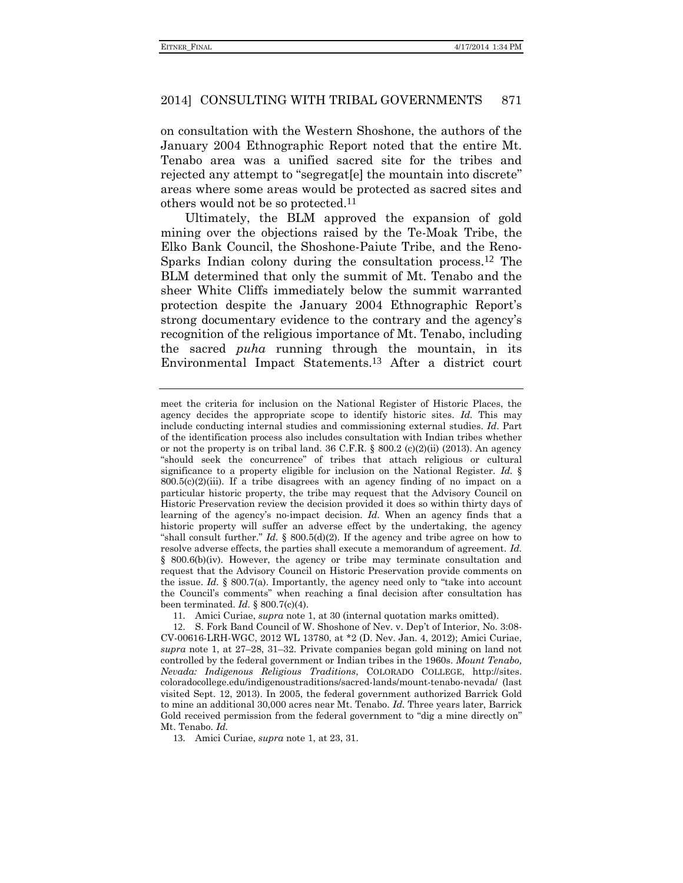on consultation with the Western Shoshone, the authors of the January 2004 Ethnographic Report noted that the entire Mt. Tenabo area was a unified sacred site for the tribes and rejected any attempt to "segregat[e] the mountain into discrete" areas where some areas would be protected as sacred sites and others would not be so protected.[11]

Ultimately, the BLM approved the expansion of gold mining over the objections raised by the Te-Moak Tribe, the Elko Bank Council, the Shoshone-Paiute Tribe, and the Reno-Sparks Indian colony during the consultation process.[12] The BLM determined that only the summit of Mt. Tenabo and the sheer White Cliffs immediately below the summit warranted protection despite the January 2004 Ethnographic Report's strong documentary evidence to the contrary and the agency's recognition of the religious importance of Mt. Tenabo, including the sacred *puha* running through the mountain, in its Environmental Impact Statements.[13] After a district court

---

meet the criteria for inclusion on the National Register of Historic Places, the agency decides the appropriate scope to identify historic sites. *Id.* This may include conducting internal studies and commissioning external studies. *Id.* Part of the identification process also includes consultation with Indian tribes whether or not the property is on tribal land. 36 C.F.R. § 800.2 (c)(2)(ii) (2013). An agency "should seek the concurrence" of tribes that attach religious or cultural significance to a property eligible for inclusion on the National Register. *Id.* § 800.5(c)(2)(iii). If a tribe disagrees with an agency finding of no impact on a particular historic property, the tribe may request that the Advisory Council on Historic Preservation review the decision provided it does so within thirty days of learning of the agency's no-impact decision. *Id.* When an agency finds that a historic property will suffer an adverse effect by the undertaking, the agency "shall consult further." *Id.* § 800.5(d)(2). If the agency and tribe agree on how to resolve adverse effects, the parties shall execute a memorandum of agreement. *Id.* § 800.6(b)(iv). However, the agency or tribe may terminate consultation and request that the Advisory Council on Historic Preservation provide comments on the issue. *Id.* § 800.7(a). Importantly, the agency need only to "take into account the Council's comments" when reaching a final decision after consultation has been terminated. *Id.* § 800.7(c)(4).

11. Amici Curiae, *supra* note 1, at 30 (internal quotation marks omitted).

12. S. Fork Band Council of W. Shoshone of Nev. v. Dep't of Interior, No. 3:08-CV-00616-LRH-WGC, 2012 WL 13780, at \*2 (D. Nev. Jan. 4, 2012); Amici Curiae, *supra* note 1, at 27–28, 31–32. Private companies began gold mining on land not controlled by the federal government or Indian tribes in the 1960s. *Mount Tenabo, Nevada: Indigenous Religious Traditions*, COLORADO COLLEGE, http://sites.coloradocollege.edu/indigenoustraditions/sacred-lands/mount-tenabo-nevada/ (last visited Sept. 12, 2013). In 2005, the federal government authorized Barrick Gold to mine an additional 30,000 acres near Mt. Tenabo. *Id.* Three years later, Barrick Gold received permission from the federal government to "dig a mine directly on" Mt. Tenabo. *Id.*

13. Amici Curiae, *supra* note 1, at 23, 31.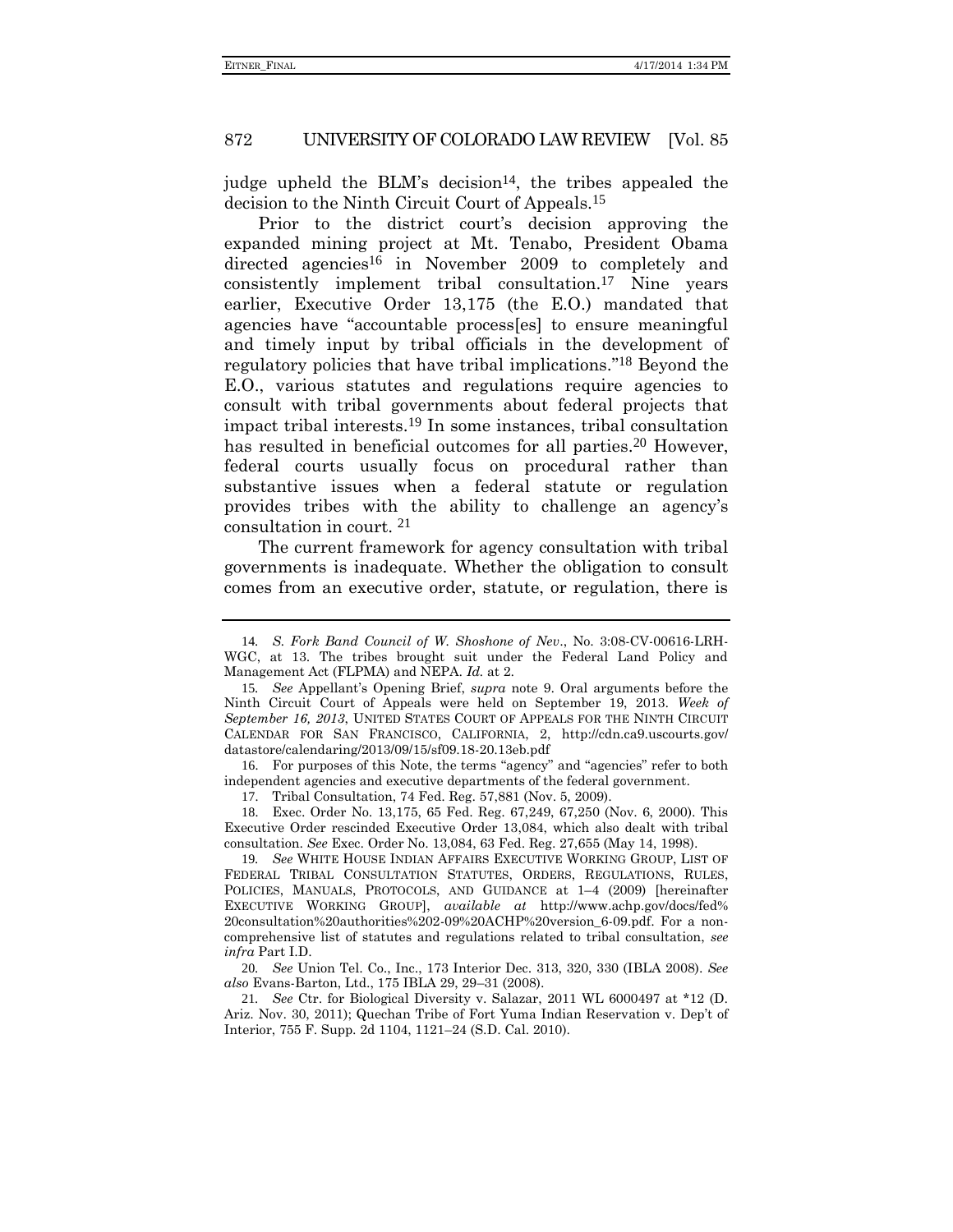judge upheld the BLM's decision[14], the tribes appealed the decision to the Ninth Circuit Court of Appeals.[15]

Prior to the district court's decision approving the expanded mining project at Mt. Tenabo, President Obama directed agencies[16] in November 2009 to completely and consistently implement tribal consultation.[17] Nine years earlier, Executive Order 13,175 (the E.O.) mandated that agencies have "accountable process[es] to ensure meaningful and timely input by tribal officials in the development of regulatory policies that have tribal implications."[18] Beyond the E.O., various statutes and regulations require agencies to consult with tribal governments about federal projects that impact tribal interests.[19] In some instances, tribal consultation has resulted in beneficial outcomes for all parties.[20] However, federal courts usually focus on procedural rather than substantive issues when a federal statute or regulation provides tribes with the ability to challenge an agency's consultation in court. [21]

The current framework for agency consultation with tribal governments is inadequate. Whether the obligation to consult comes from an executive order, statute, or regulation, there is

---

14. *S. Fork Band Council of W. Shoshone of Nev*., No. 3:08-CV-00616-LRH-WGC, at 13. The tribes brought suit under the Federal Land Policy and Management Act (FLPMA) and NEPA. *Id.* at 2.

15. *See* Appellant's Opening Brief, *supra* note 9. Oral arguments before the Ninth Circuit Court of Appeals were held on September 19, 2013. *Week of September 16, 2013*, UNITED STATES COURT OF APPEALS FOR THE NINTH CIRCUIT CALENDAR FOR SAN FRANCISCO, CALIFORNIA, 2, http://cdn.ca9.uscourts.gov/datastore/calendaring/2013/09/15/sf09.18-20.13eb.pdf

16. For purposes of this Note, the terms "agency" and "agencies" refer to both independent agencies and executive departments of the federal government.

17. Tribal Consultation, 74 Fed. Reg. 57,881 (Nov. 5, 2009).

18. Exec. Order No. 13,175, 65 Fed. Reg. 67,249, 67,250 (Nov. 6, 2000). This Executive Order rescinded Executive Order 13,084, which also dealt with tribal consultation. *See* Exec. Order No. 13,084, 63 Fed. Reg. 27,655 (May 14, 1998).

19. *See* WHITE HOUSE INDIAN AFFAIRS EXECUTIVE WORKING GROUP, LIST OF FEDERAL TRIBAL CONSULTATION STATUTES, ORDERS, REGULATIONS, RULES, POLICIES, MANUALS, PROTOCOLS, AND GUIDANCE at 1–4 (2009) [hereinafter EXECUTIVE WORKING GROUP], *available at* http://www.achp.gov/docs/fed%20consultation%20authorities%202-09%20ACHP%20version_6-09.pdf. For a non-comprehensive list of statutes and regulations related to tribal consultation, *see infra* Part I.D.

20. *See* Union Tel. Co., Inc., 173 Interior Dec. 313, 320, 330 (IBLA 2008). *See also* Evans-Barton, Ltd., 175 IBLA 29, 29–31 (2008).

21. *See* Ctr. for Biological Diversity v. Salazar, 2011 WL 6000497 at *12 (D. Ariz. Nov. 30, 2011); Quechan Tribe of Fort Yuma Indian Reservation v. Dep't of Interior, 755 F. Supp. 2d 1104, 1121–24 (S.D. Cal. 2010).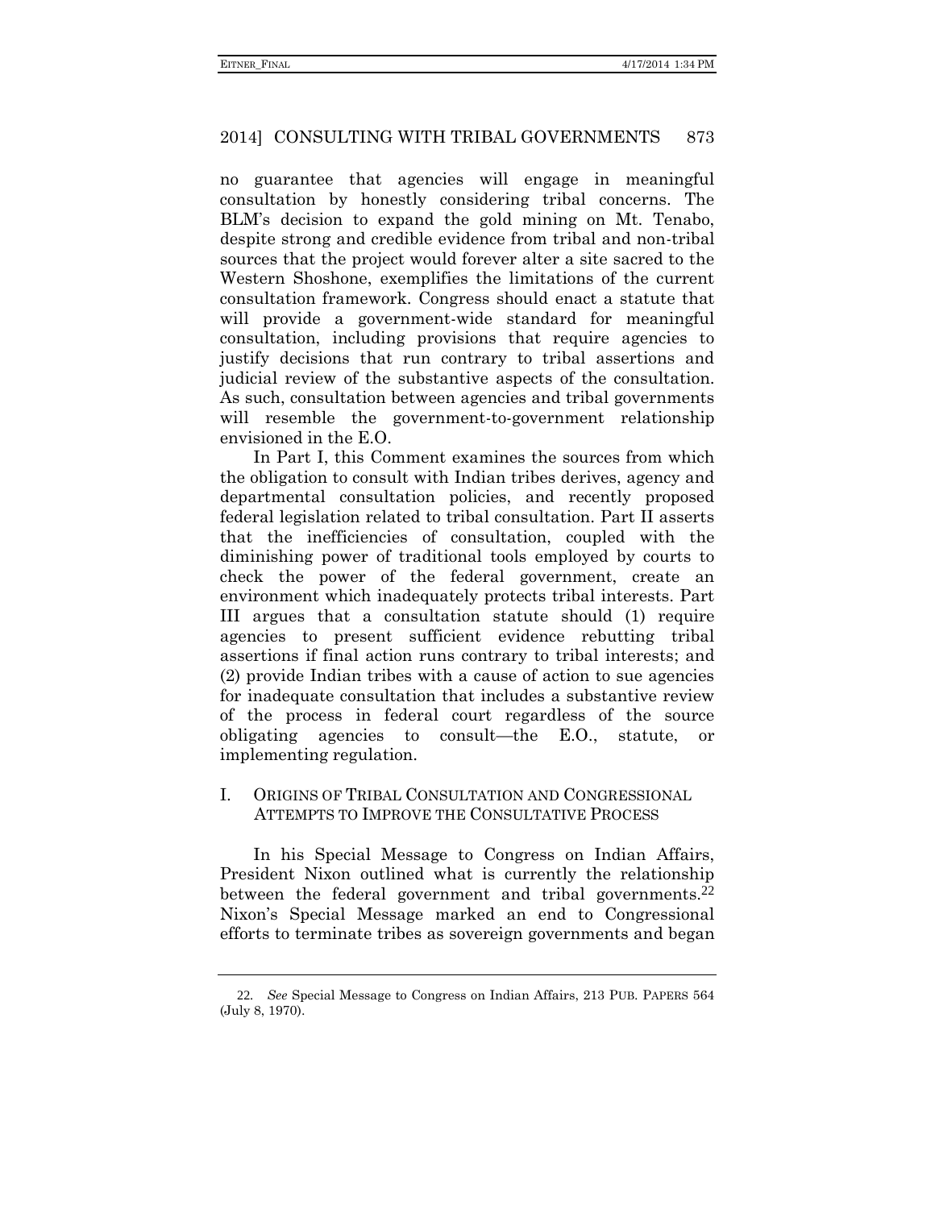no guarantee that agencies will engage in meaningful consultation by honestly considering tribal concerns. The BLM's decision to expand the gold mining on Mt. Tenabo, despite strong and credible evidence from tribal and non-tribal sources that the project would forever alter a site sacred to the Western Shoshone, exemplifies the limitations of the current consultation framework. Congress should enact a statute that will provide a government-wide standard for meaningful consultation, including provisions that require agencies to justify decisions that run contrary to tribal assertions and judicial review of the substantive aspects of the consultation. As such, consultation between agencies and tribal governments will resemble the government-to-government relationship envisioned in the E.O.

In Part I, this Comment examines the sources from which the obligation to consult with Indian tribes derives, agency and departmental consultation policies, and recently proposed federal legislation related to tribal consultation. Part II asserts that the inefficiencies of consultation, coupled with the diminishing power of traditional tools employed by courts to check the power of the federal government, create an environment which inadequately protects tribal interests. Part III argues that a consultation statute should (1) require agencies to present sufficient evidence rebutting tribal assertions if final action runs contrary to tribal interests; and (2) provide Indian tribes with a cause of action to sue agencies for inadequate consultation that includes a substantive review of the process in federal court regardless of the source obligating agencies to consult—the E.O., statute, or implementing regulation.

## I. ORIGINS OF TRIBAL CONSULTATION AND CONGRESSIONAL ATTEMPTS TO IMPROVE THE CONSULTATIVE PROCESS

In his Special Message to Congress on Indian Affairs, President Nixon outlined what is currently the relationship between the federal government and tribal governments.[22] Nixon's Special Message marked an end to Congressional efforts to terminate tribes as sovereign governments and began

---

22. *See* Special Message to Congress on Indian Affairs, 213 PUB. PAPERS 564 (July 8, 1970).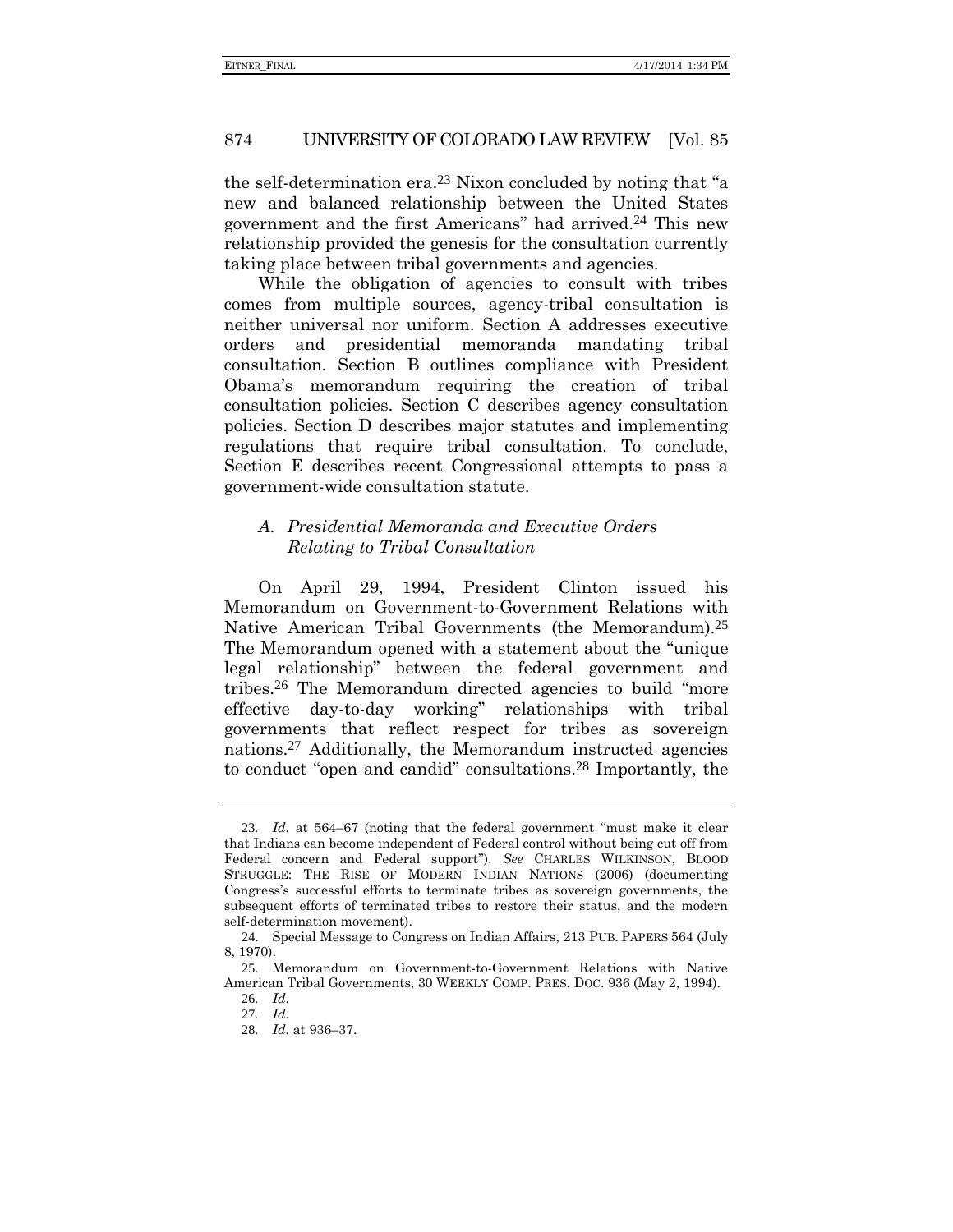the self-determination era.[23] Nixon concluded by noting that "a new and balanced relationship between the United States government and the first Americans" had arrived.[24] This new relationship provided the genesis for the consultation currently taking place between tribal governments and agencies.

While the obligation of agencies to consult with tribes comes from multiple sources, agency-tribal consultation is neither universal nor uniform. Section A addresses executive orders and presidential memoranda mandating tribal consultation. Section B outlines compliance with President Obama's memorandum requiring the creation of tribal consultation policies. Section C describes agency consultation policies. Section D describes major statutes and implementing regulations that require tribal consultation. To conclude, Section E describes recent Congressional attempts to pass a government-wide consultation statute.

### *A. Presidential Memoranda and Executive Orders Relating to Tribal Consultation*

On April 29, 1994, President Clinton issued his Memorandum on Government-to-Government Relations with Native American Tribal Governments (the Memorandum).[25] The Memorandum opened with a statement about the "unique legal relationship" between the federal government and tribes.[26] The Memorandum directed agencies to build "more effective day-to-day working" relationships with tribal governments that reflect respect for tribes as sovereign nations.[27] Additionally, the Memorandum instructed agencies to conduct "open and candid" consultations.[28] Importantly, the

---

23. *Id.* at 564–67 (noting that the federal government "must make it clear that Indians can become independent of Federal control without being cut off from Federal concern and Federal support"). *See* CHARLES WILKINSON, BLOOD STRUGGLE: THE RISE OF MODERN INDIAN NATIONS (2006) (documenting Congress's successful efforts to terminate tribes as sovereign governments, the subsequent efforts of terminated tribes to restore their status, and the modern self-determination movement).

24. Special Message to Congress on Indian Affairs, 213 PUB. PAPERS 564 (July 8, 1970).

25. Memorandum on Government-to-Government Relations with Native American Tribal Governments, 30 WEEKLY COMP. PRES. DOC. 936 (May 2, 1994).

26. *Id.*

27. *Id.*

28. *Id.* at 936–37.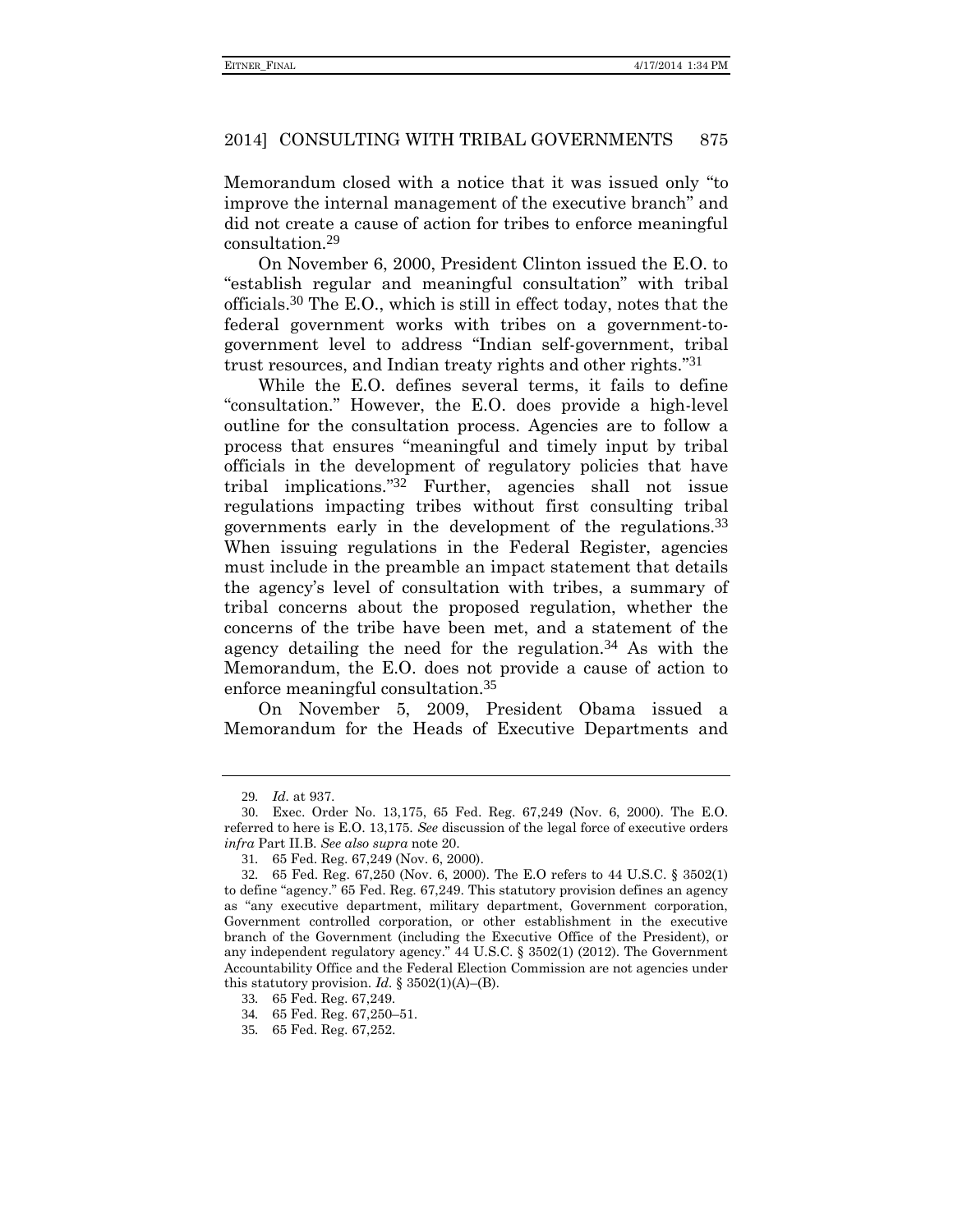Memorandum closed with a notice that it was issued only "to improve the internal management of the executive branch" and did not create a cause of action for tribes to enforce meaningful consultation.[29]

On November 6, 2000, President Clinton issued the E.O. to "establish regular and meaningful consultation" with tribal officials.[30] The E.O., which is still in effect today, notes that the federal government works with tribes on a government-to-government level to address "Indian self-government, tribal trust resources, and Indian treaty rights and other rights."[31]

While the E.O. defines several terms, it fails to define "consultation." However, the E.O. does provide a high-level outline for the consultation process. Agencies are to follow a process that ensures "meaningful and timely input by tribal officials in the development of regulatory policies that have tribal implications."[32] Further, agencies shall not issue regulations impacting tribes without first consulting tribal governments early in the development of the regulations.[33] When issuing regulations in the Federal Register, agencies must include in the preamble an impact statement that details the agency's level of consultation with tribes, a summary of tribal concerns about the proposed regulation, whether the concerns of the tribe have been met, and a statement of the agency detailing the need for the regulation.[34] As with the Memorandum, the E.O. does not provide a cause of action to enforce meaningful consultation.[35]

On November 5, 2009, President Obama issued a Memorandum for the Heads of Executive Departments and

---

29. *Id.* at 937.

30. Exec. Order No. 13,175, 65 Fed. Reg. 67,249 (Nov. 6, 2000). The E.O. referred to here is E.O. 13,175. *See* discussion of the legal force of executive orders *infra* Part II.B. *See also supra* note 20.

31. 65 Fed. Reg. 67,249 (Nov. 6, 2000).

32. 65 Fed. Reg. 67,250 (Nov. 6, 2000). The E.O refers to 44 U.S.C. § 3502(1) to define "agency." 65 Fed. Reg. 67,249. This statutory provision defines an agency as "any executive department, military department, Government corporation, Government controlled corporation, or other establishment in the executive branch of the Government (including the Executive Office of the President), or any independent regulatory agency." 44 U.S.C. § 3502(1) (2012). The Government Accountability Office and the Federal Election Commission are not agencies under this statutory provision. *Id.* § 3502(1)(A)–(B).

33. 65 Fed. Reg. 67,249.

34. 65 Fed. Reg. 67,250–51.

35. 65 Fed. Reg. 67,252.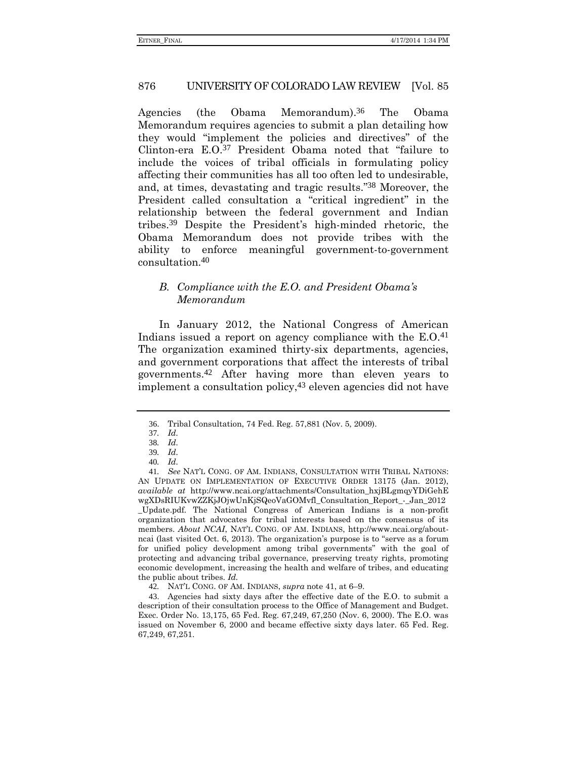Agencies (the Obama Memorandum).[36] The Obama Memorandum requires agencies to submit a plan detailing how they would "implement the policies and directives" of the Clinton-era E.O.[37] President Obama noted that "failure to include the voices of tribal officials in formulating policy affecting their communities has all too often led to undesirable, and, at times, devastating and tragic results."[38] Moreover, the President called consultation a "critical ingredient" in the relationship between the federal government and Indian tribes.[39] Despite the President's high-minded rhetoric, the Obama Memorandum does not provide tribes with the ability to enforce meaningful government-to-government consultation.[40]

### *B. Compliance with the E.O. and President Obama's Memorandum*

In January 2012, the National Congress of American Indians issued a report on agency compliance with the E.O.[41] The organization examined thirty-six departments, agencies, and government corporations that affect the interests of tribal governments.[42] After having more than eleven years to implement a consultation policy,[43] eleven agencies did not have

---

36. Tribal Consultation, 74 Fed. Reg. 57,881 (Nov. 5, 2009).

37. *Id.*

38. *Id.*

39. *Id.*

40. *Id.*

41. *See* NAT'L CONG. OF AM. INDIANS, CONSULTATION WITH TRIBAL NATIONS: AN UPDATE ON IMPLEMENTATION OF EXECUTIVE ORDER 13175 (Jan. 2012), *available at* http://www.ncai.org/attachments/Consultation_hxjBLgmqyYDiGehEwgXDsRIUKvwZZKjJOjwUnKjSQeoVaGOMvfl_Consultation_Report_-_Jan_2012_Update.pdf. The National Congress of American Indians is a non-profit organization that advocates for tribal interests based on the consensus of its members. *About NCAI*, NAT'L CONG. OF AM. INDIANS, http://www.ncai.org/about-ncai (last visited Oct. 6, 2013). The organization's purpose is to "serve as a forum for unified policy development among tribal governments" with the goal of protecting and advancing tribal governance, preserving treaty rights, promoting economic development, increasing the health and welfare of tribes, and educating the public about tribes. *Id.*

42. NAT'L CONG. OF AM. INDIANS, *supra* note 41, at 6–9.

43. Agencies had sixty days after the effective date of the E.O. to submit a description of their consultation process to the Office of Management and Budget. Exec. Order No. 13,175, 65 Fed. Reg. 67,249, 67,250 (Nov. 6, 2000). The E.O. was issued on November 6, 2000 and became effective sixty days later. 65 Fed. Reg. 67,249, 67,251.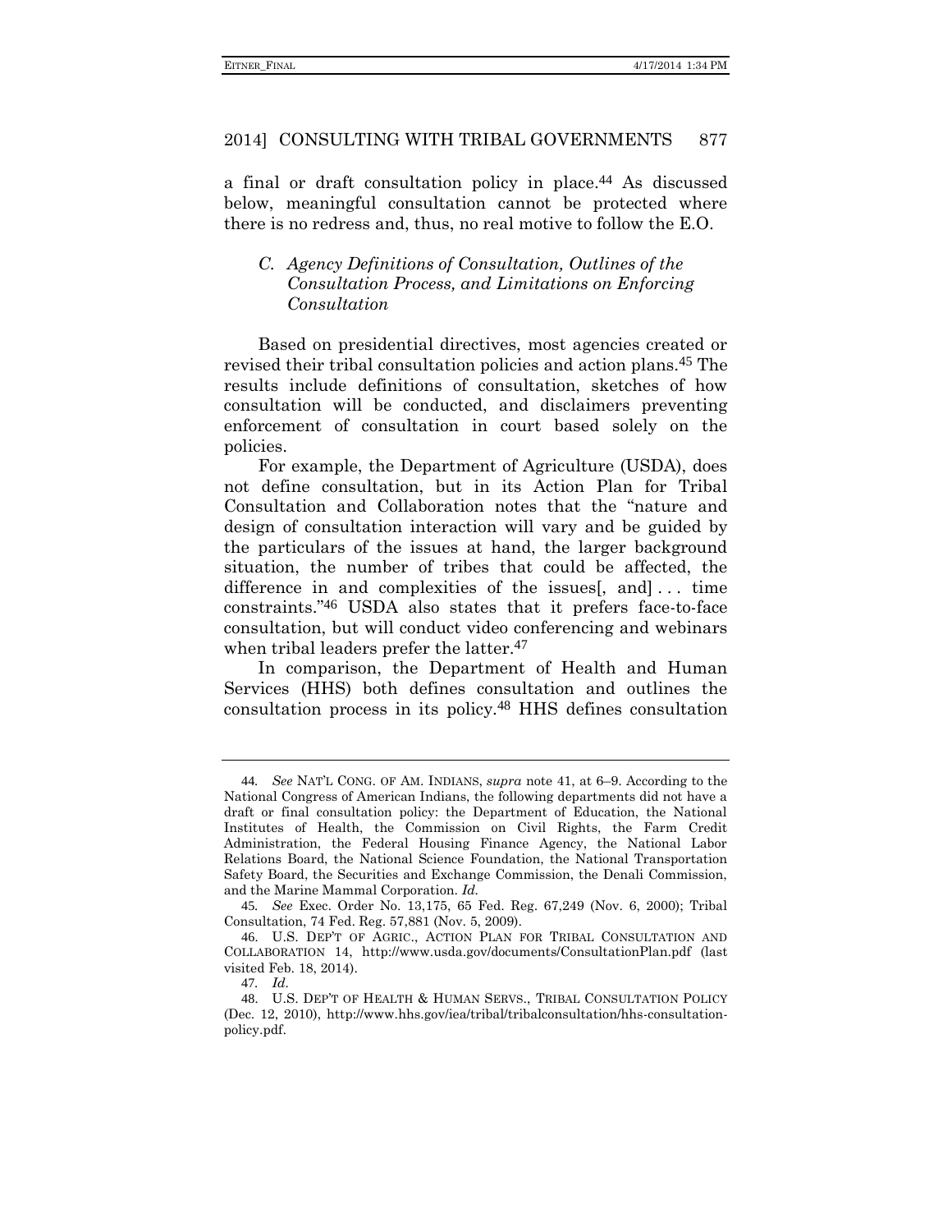a final or draft consultation policy in place.[44] As discussed below, meaningful consultation cannot be protected where there is no redress and, thus, no real motive to follow the E.O.

### *C. Agency Definitions of Consultation, Outlines of the Consultation Process, and Limitations on Enforcing Consultation*

Based on presidential directives, most agencies created or revised their tribal consultation policies and action plans.[45] The results include definitions of consultation, sketches of how consultation will be conducted, and disclaimers preventing enforcement of consultation in court based solely on the policies.

For example, the Department of Agriculture (USDA), does not define consultation, but in its Action Plan for Tribal Consultation and Collaboration notes that the "nature and design of consultation interaction will vary and be guided by the particulars of the issues at hand, the larger background situation, the number of tribes that could be affected, the difference in and complexities of the issues[, and] . . . time constraints."[46] USDA also states that it prefers face-to-face consultation, but will conduct video conferencing and webinars when tribal leaders prefer the latter.[47]

In comparison, the Department of Health and Human Services (HHS) both defines consultation and outlines the consultation process in its policy.[48] HHS defines consultation

---

44. *See* NAT'L CONG. OF AM. INDIANS, *supra* note 41, at 6–9. According to the National Congress of American Indians, the following departments did not have a draft or final consultation policy: the Department of Education, the National Institutes of Health, the Commission on Civil Rights, the Farm Credit Administration, the Federal Housing Finance Agency, the National Labor Relations Board, the National Science Foundation, the National Transportation Safety Board, the Securities and Exchange Commission, the Denali Commission, and the Marine Mammal Corporation. *Id.*

45. *See* Exec. Order No. 13,175, 65 Fed. Reg. 67,249 (Nov. 6, 2000); Tribal Consultation, 74 Fed. Reg. 57,881 (Nov. 5, 2009).

46. U.S. DEP'T OF AGRIC., ACTION PLAN FOR TRIBAL CONSULTATION AND COLLABORATION 14, http://www.usda.gov/documents/ConsultationPlan.pdf (last visited Feb. 18, 2014).

47. *Id.*

48. U.S. DEP'T OF HEALTH & HUMAN SERVS., TRIBAL CONSULTATION POLICY (Dec. 12, 2010), http://www.hhs.gov/iea/tribal/tribalconsultation/hhs-consultation-policy.pdf.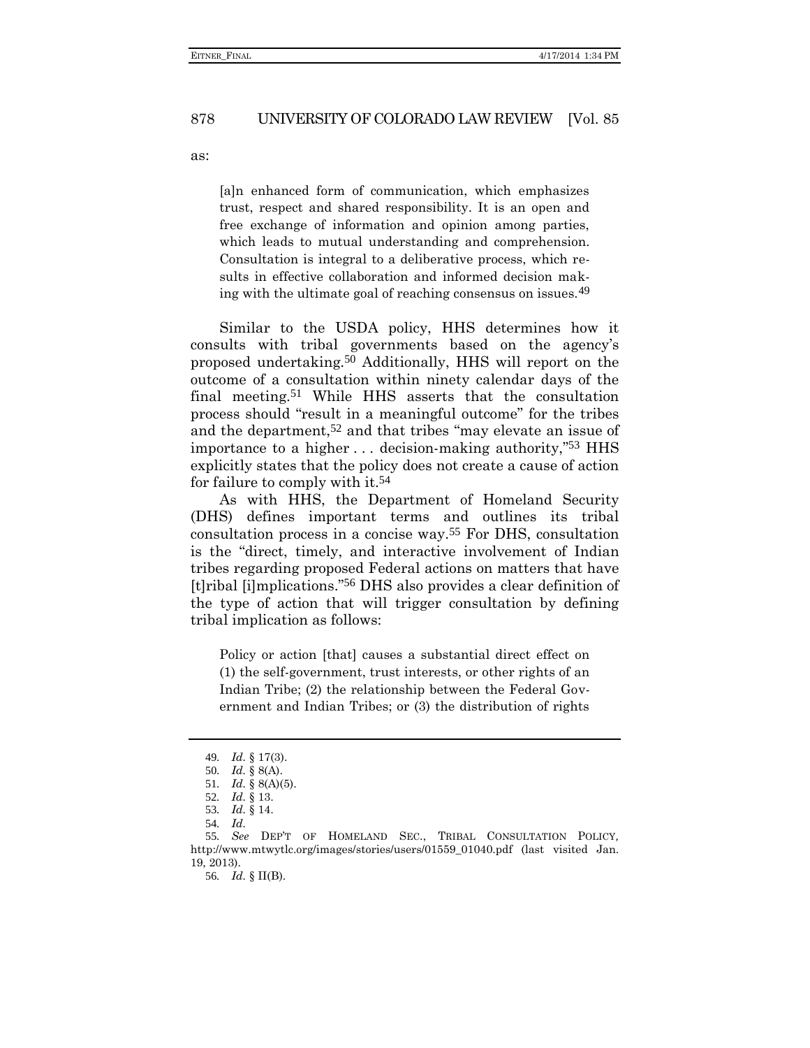as:

> [a]n enhanced form of communication, which emphasizes trust, respect and shared responsibility. It is an open and free exchange of information and opinion among parties, which leads to mutual understanding and comprehension. Consultation is integral to a deliberative process, which results in effective collaboration and informed decision making with the ultimate goal of reaching consensus on issues.[49]

Similar to the USDA policy, HHS determines how it consults with tribal governments based on the agency's proposed undertaking.[50] Additionally, HHS will report on the outcome of a consultation within ninety calendar days of the final meeting.[51] While HHS asserts that the consultation process should "result in a meaningful outcome" for the tribes and the department,[52] and that tribes "may elevate an issue of importance to a higher . . . decision-making authority,"[53] HHS explicitly states that the policy does not create a cause of action for failure to comply with it.[54]

As with HHS, the Department of Homeland Security (DHS) defines important terms and outlines its tribal consultation process in a concise way.[55] For DHS, consultation is the "direct, timely, and interactive involvement of Indian tribes regarding proposed Federal actions on matters that have [t]ribal [i]mplications."[56] DHS also provides a clear definition of the type of action that will trigger consultation by defining tribal implication as follows:

> Policy or action [that] causes a substantial direct effect on (1) the self-government, trust interests, or other rights of an Indian Tribe; (2) the relationship between the Federal Government and Indian Tribes; or (3) the distribution of rights

---

49. *Id.* § 17(3).

50. *Id.* § 8(A).

51. *Id.* § 8(A)(5).

52. *Id.* § 13.

53. *Id.* § 14.

54. *Id.*

55. *See* DEP'T OF HOMELAND SEC., TRIBAL CONSULTATION POLICY, http://www.mtwytlc.org/images/stories/users/01559_01040.pdf (last visited Jan. 19, 2013).

56. *Id.* § II(B).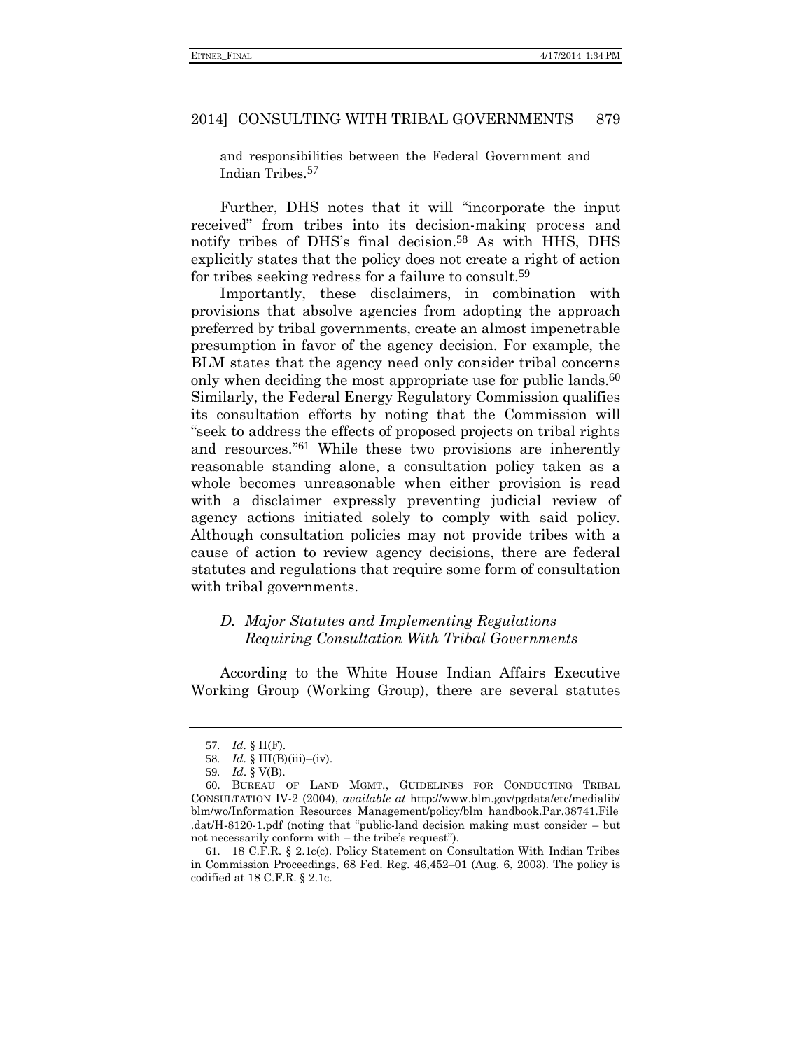and responsibilities between the Federal Government and Indian Tribes.[57]

Further, DHS notes that it will "incorporate the input received" from tribes into its decision-making process and notify tribes of DHS's final decision.[58] As with HHS, DHS explicitly states that the policy does not create a right of action for tribes seeking redress for a failure to consult.[59]

Importantly, these disclaimers, in combination with provisions that absolve agencies from adopting the approach preferred by tribal governments, create an almost impenetrable presumption in favor of the agency decision. For example, the BLM states that the agency need only consider tribal concerns only when deciding the most appropriate use for public lands.[60] Similarly, the Federal Energy Regulatory Commission qualifies its consultation efforts by noting that the Commission will "seek to address the effects of proposed projects on tribal rights and resources."[61] While these two provisions are inherently reasonable standing alone, a consultation policy taken as a whole becomes unreasonable when either provision is read with a disclaimer expressly preventing judicial review of agency actions initiated solely to comply with said policy. Although consultation policies may not provide tribes with a cause of action to review agency decisions, there are federal statutes and regulations that require some form of consultation with tribal governments.

### *D. Major Statutes and Implementing Regulations Requiring Consultation With Tribal Governments*

According to the White House Indian Affairs Executive Working Group (Working Group), there are several statutes

---

57. *Id.* § II(F).

58. *Id.* § III(B)(iii)–(iv).

59. *Id*. § V(B).

60. BUREAU OF LAND MGMT., GUIDELINES FOR CONDUCTING TRIBAL CONSULTATION IV-2 (2004), *available at* http://www.blm.gov/pgdata/etc/medialib/blm/wo/Information_Resources_Management/policy/blm_handbook.Par.38741.File.dat/H-8120-1.pdf (noting that "public-land decision making must consider – but not necessarily conform with – the tribe's request").

61. 18 C.F.R. § 2.1c(c). Policy Statement on Consultation With Indian Tribes in Commission Proceedings, 68 Fed. Reg. 46,452–01 (Aug. 6, 2003). The policy is codified at 18 C.F.R. § 2.1c.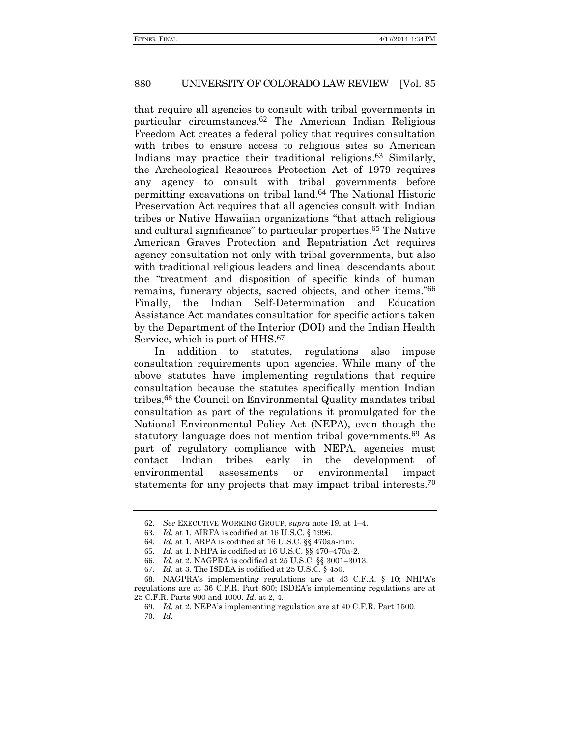that require all agencies to consult with tribal governments in particular circumstances.[62] The American Indian Religious Freedom Act creates a federal policy that requires consultation with tribes to ensure access to religious sites so American Indians may practice their traditional religions.[63] Similarly, the Archeological Resources Protection Act of 1979 requires any agency to consult with tribal governments before permitting excavations on tribal land.[64] The National Historic Preservation Act requires that all agencies consult with Indian tribes or Native Hawaiian organizations "that attach religious and cultural significance" to particular properties.[65] The Native American Graves Protection and Repatriation Act requires agency consultation not only with tribal governments, but also with traditional religious leaders and lineal descendants about the "treatment and disposition of specific kinds of human remains, funerary objects, sacred objects, and other items."[66] Finally, the Indian Self-Determination and Education Assistance Act mandates consultation for specific actions taken by the Department of the Interior (DOI) and the Indian Health Service, which is part of HHS.[67]

In addition to statutes, regulations also impose consultation requirements upon agencies. While many of the above statutes have implementing regulations that require consultation because the statutes specifically mention Indian tribes,[68] the Council on Environmental Quality mandates tribal consultation as part of the regulations it promulgated for the National Environmental Policy Act (NEPA), even though the statutory language does not mention tribal governments.[69] As part of regulatory compliance with NEPA, agencies must contact Indian tribes early in the development of environmental assessments or environmental impact statements for any projects that may impact tribal interests.[70]

---

62. *See* EXECUTIVE WORKING GROUP, *supra* note 19, at 1–4.

63. *Id.* at 1. AIRFA is codified at 16 U.S.C. § 1996.

64. *Id.* at 1. ARPA is codified at 16 U.S.C. §§ 470aa-mm.

65. *Id.* at 1. NHPA is codified at 16 U.S.C. §§ 470–470a-2.

66. *Id.* at 2. NAGPRA is codified at 25 U.S.C. §§ 3001–3013.

67. *Id.* at 3. The ISDEA is codified at 25 U.S.C. § 450.

68. NAGPRA's implementing regulations are at 43 C.F.R. § 10; NHPA's regulations are at 36 C.F.R. Part 800; ISDEA's implementing regulations are at 25 C.F.R. Parts 900 and 1000. *Id.* at 2, 4.

69. *Id.* at 2. NEPA's implementing regulation are at 40 C.F.R. Part 1500.

70. *Id.*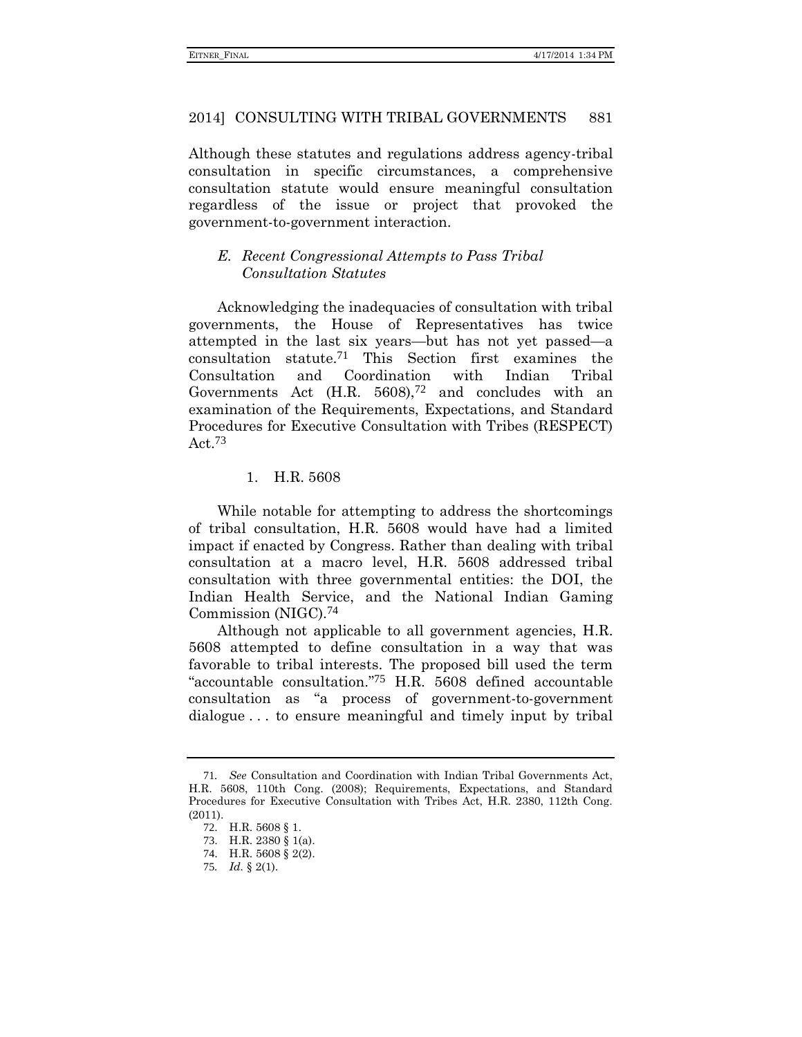Although these statutes and regulations address agency-tribal consultation in specific circumstances, a comprehensive consultation statute would ensure meaningful consultation regardless of the issue or project that provoked the government-to-government interaction.

### *E. Recent Congressional Attempts to Pass Tribal Consultation Statutes*

Acknowledging the inadequacies of consultation with tribal governments, the House of Representatives has twice attempted in the last six years—but has not yet passed—a consultation statute.[71] This Section first examines the Consultation and Coordination with Indian Tribal Governments Act (H.R. 5608),[72] and concludes with an examination of the Requirements, Expectations, and Standard Procedures for Executive Consultation with Tribes (RESPECT) Act.[73]

#### 1. H.R. 5608

While notable for attempting to address the shortcomings of tribal consultation, H.R. 5608 would have had a limited impact if enacted by Congress. Rather than dealing with tribal consultation at a macro level, H.R. 5608 addressed tribal consultation with three governmental entities: the DOI, the Indian Health Service, and the National Indian Gaming Commission (NIGC).[74]

Although not applicable to all government agencies, H.R. 5608 attempted to define consultation in a way that was favorable to tribal interests. The proposed bill used the term "accountable consultation."[75] H.R. 5608 defined accountable consultation as "a process of government-to-government dialogue . . . to ensure meaningful and timely input by tribal

---

71. *See* Consultation and Coordination with Indian Tribal Governments Act, H.R. 5608, 110th Cong. (2008); Requirements, Expectations, and Standard Procedures for Executive Consultation with Tribes Act, H.R. 2380, 112th Cong. (2011).

72. H.R. 5608 § 1.

73. H.R. 2380 § 1(a).

74. H.R. 5608 § 2(2).

75. *Id*. § 2(1).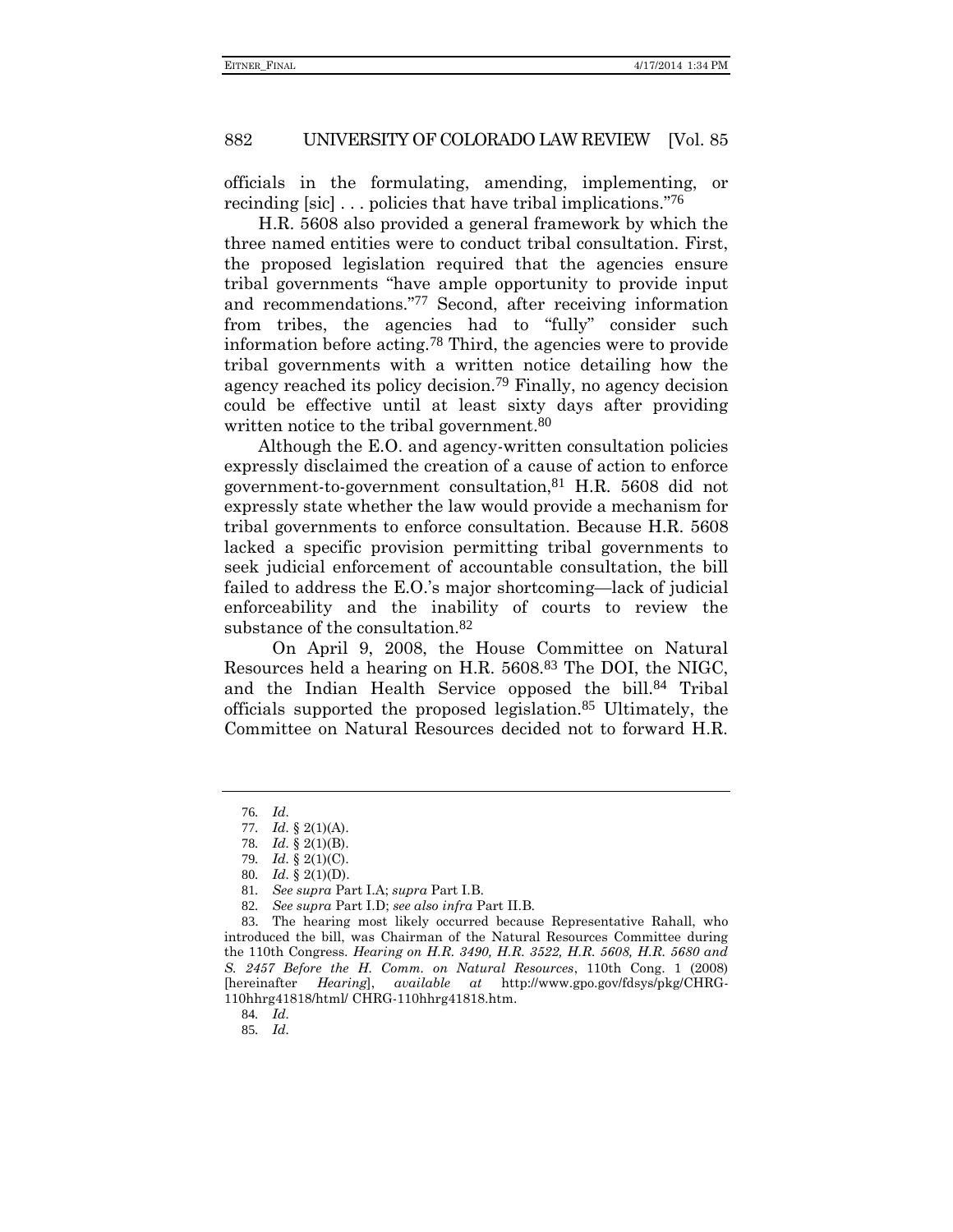officials in the formulating, amending, implementing, or recinding [sic] . . . policies that have tribal implications."[76]

H.R. 5608 also provided a general framework by which the three named entities were to conduct tribal consultation. First, the proposed legislation required that the agencies ensure tribal governments "have ample opportunity to provide input and recommendations."[77] Second, after receiving information from tribes, the agencies had to "fully" consider such information before acting.[78] Third, the agencies were to provide tribal governments with a written notice detailing how the agency reached its policy decision.[79] Finally, no agency decision could be effective until at least sixty days after providing written notice to the tribal government.[80]

Although the E.O. and agency-written consultation policies expressly disclaimed the creation of a cause of action to enforce government-to-government consultation,[81] H.R. 5608 did not expressly state whether the law would provide a mechanism for tribal governments to enforce consultation. Because H.R. 5608 lacked a specific provision permitting tribal governments to seek judicial enforcement of accountable consultation, the bill failed to address the E.O.'s major shortcoming—lack of judicial enforceability and the inability of courts to review the substance of the consultation.[82]

On April 9, 2008, the House Committee on Natural Resources held a hearing on H.R. 5608.[83] The DOI, the NIGC, and the Indian Health Service opposed the bill.[84] Tribal officials supported the proposed legislation.[85] Ultimately, the Committee on Natural Resources decided not to forward H.R.

---

76. *Id.*

77. *Id.* § 2(1)(A).

78. *Id.* § 2(1)(B).

79. *Id.* § 2(1)(C).

80. *Id.* § 2(1)(D).

81. *See supra* Part I.A; *supra* Part I.B.

82. *See supra* Part I.D; *see also infra* Part II.B.

83. The hearing most likely occurred because Representative Rahall, who introduced the bill, was Chairman of the Natural Resources Committee during the 110th Congress. *Hearing on H.R. 3490, H.R. 3522, H.R. 5608, H.R. 5680 and S. 2457 Before the H. Comm. on Natural Resources*, 110th Cong. 1 (2008) [hereinafter *Hearing*], *available at* http://www.gpo.gov/fdsys/pkg/CHRG-110hhrg41818/html/ CHRG-110hhrg41818.htm.

84. *Id.*

85. *Id.*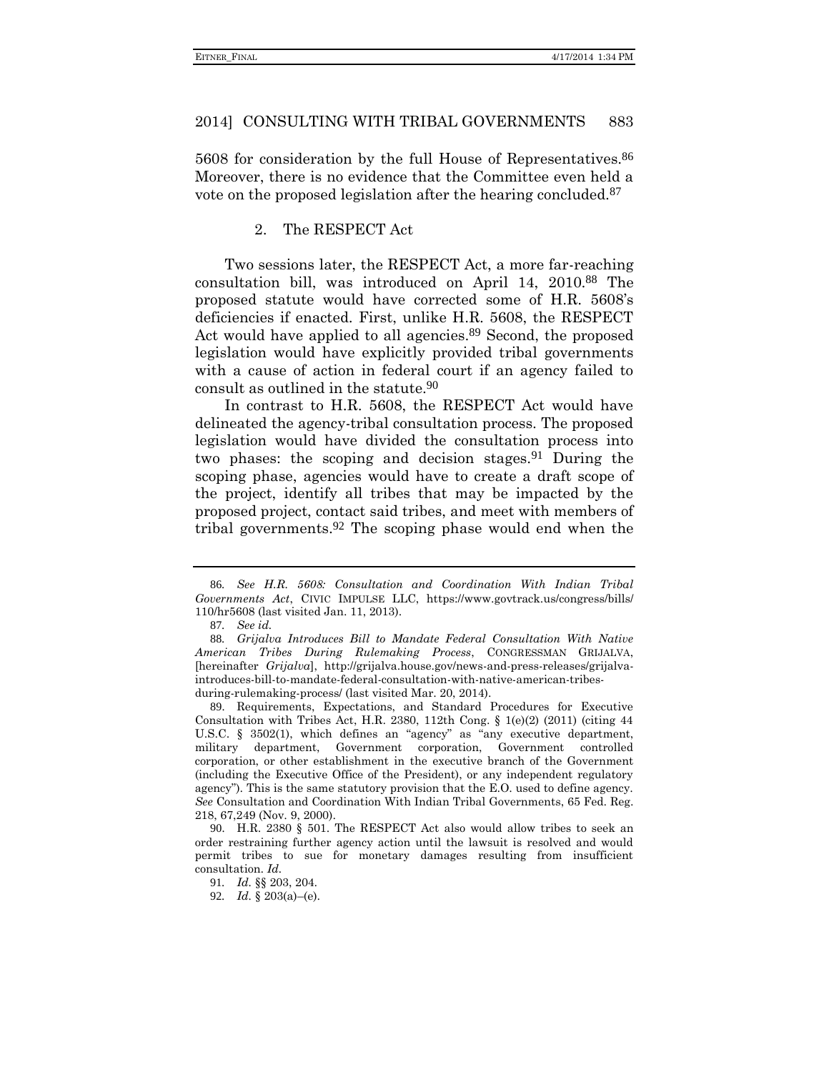5608 for consideration by the full House of Representatives.[86] Moreover, there is no evidence that the Committee even held a vote on the proposed legislation after the hearing concluded.[87]

### 2. The RESPECT Act

Two sessions later, the RESPECT Act, a more far-reaching consultation bill, was introduced on April 14, 2010.[88] The proposed statute would have corrected some of H.R. 5608's deficiencies if enacted. First, unlike H.R. 5608, the RESPECT Act would have applied to all agencies.[89] Second, the proposed legislation would have explicitly provided tribal governments with a cause of action in federal court if an agency failed to consult as outlined in the statute.[90]

In contrast to H.R. 5608, the RESPECT Act would have delineated the agency-tribal consultation process. The proposed legislation would have divided the consultation process into two phases: the scoping and decision stages.[91] During the scoping phase, agencies would have to create a draft scope of the project, identify all tribes that may be impacted by the proposed project, contact said tribes, and meet with members of tribal governments.[92] The scoping phase would end when the

---

86. *See H.R. 5608: Consultation and Coordination With Indian Tribal Governments Act*, CIVIC IMPULSE LLC, https://www.govtrack.us/congress/bills/110/hr5608 (last visited Jan. 11, 2013).

87. *See id.*

88. *Grijalva Introduces Bill to Mandate Federal Consultation With Native American Tribes During Rulemaking Process*, CONGRESSMAN GRIJALVA, [hereinafter *Grijalva*], http://grijalva.house.gov/news-and-press-releases/grijalva-introduces-bill-to-mandate-federal-consultation-with-native-american-tribes-during-rulemaking-process/ (last visited Mar. 20, 2014).

89. Requirements, Expectations, and Standard Procedures for Executive Consultation with Tribes Act, H.R. 2380, 112th Cong. § 1(e)(2) (2011) (citing 44 U.S.C. § 3502(1), which defines an "agency" as "any executive department, military department, Government corporation, Government controlled corporation, or other establishment in the executive branch of the Government (including the Executive Office of the President), or any independent regulatory agency"). This is the same statutory provision that the E.O. used to define agency. *See* Consultation and Coordination With Indian Tribal Governments, 65 Fed. Reg. 218, 67,249 (Nov. 9, 2000).

90. H.R. 2380 § 501. The RESPECT Act also would allow tribes to seek an order restraining further agency action until the lawsuit is resolved and would permit tribes to sue for monetary damages resulting from insufficient consultation. *Id.*

91. *Id.* §§ 203, 204.

92. *Id.* § 203(a)–(e).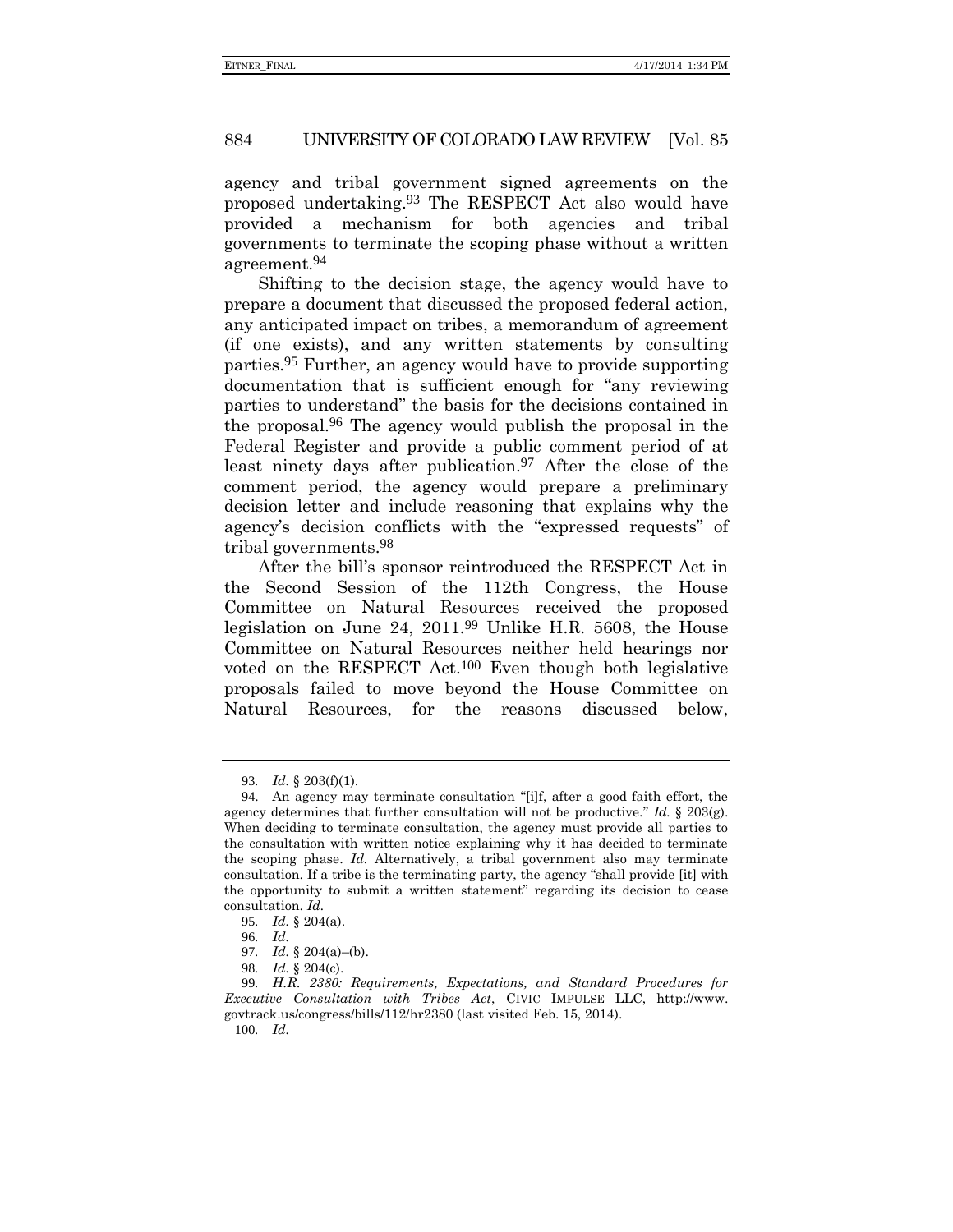agency and tribal government signed agreements on the proposed undertaking.[93] The RESPECT Act also would have provided a mechanism for both agencies and tribal governments to terminate the scoping phase without a written agreement.[94]

Shifting to the decision stage, the agency would have to prepare a document that discussed the proposed federal action, any anticipated impact on tribes, a memorandum of agreement (if one exists), and any written statements by consulting parties.[95] Further, an agency would have to provide supporting documentation that is sufficient enough for "any reviewing parties to understand" the basis for the decisions contained in the proposal.[96] The agency would publish the proposal in the Federal Register and provide a public comment period of at least ninety days after publication.[97] After the close of the comment period, the agency would prepare a preliminary decision letter and include reasoning that explains why the agency's decision conflicts with the "expressed requests" of tribal governments.[98]

After the bill's sponsor reintroduced the RESPECT Act in the Second Session of the 112th Congress, the House Committee on Natural Resources received the proposed legislation on June 24, 2011.[99] Unlike H.R. 5608, the House Committee on Natural Resources neither held hearings nor voted on the RESPECT Act.[100] Even though both legislative proposals failed to move beyond the House Committee on Natural Resources, for the reasons discussed below,

---

93. *Id.* § 203(f)(1).

94. An agency may terminate consultation "[i]f, after a good faith effort, the agency determines that further consultation will not be productive." *Id.* § 203(g). When deciding to terminate consultation, the agency must provide all parties to the consultation with written notice explaining why it has decided to terminate the scoping phase. *Id.* Alternatively, a tribal government also may terminate consultation. If a tribe is the terminating party, the agency "shall provide [it] with the opportunity to submit a written statement" regarding its decision to cease consultation. *Id.*

95. *Id.* § 204(a).

96. *Id.*

97. *Id.* § 204(a)–(b).

98. *Id.* § 204(c).

99. *H.R. 2380: Requirements, Expectations, and Standard Procedures for Executive Consultation with Tribes Act*, CIVIC IMPULSE LLC, http://www.govtrack.us/congress/bills/112/hr2380 (last visited Feb. 15, 2014).

100. *Id.*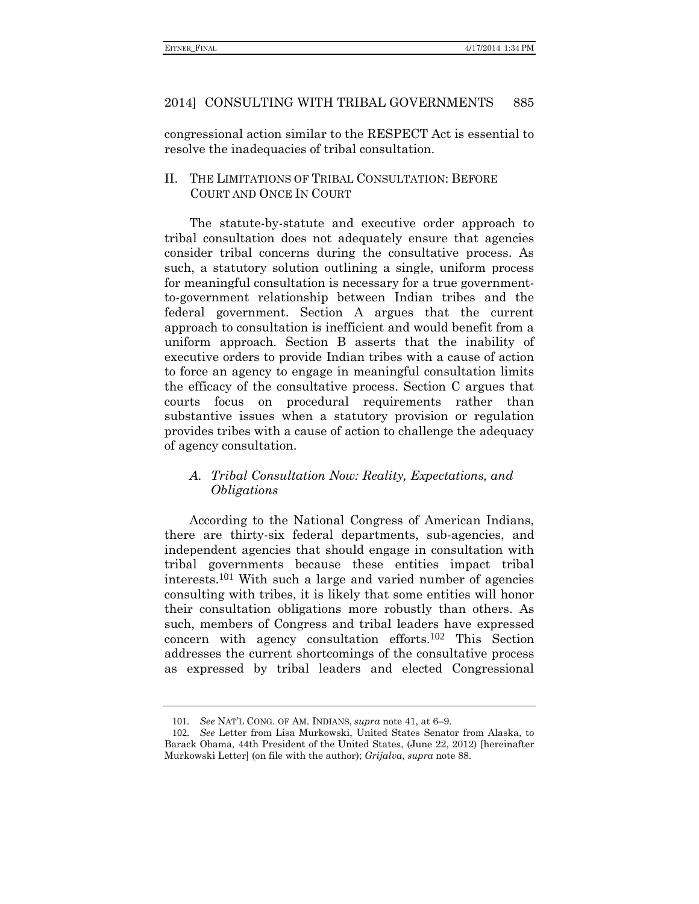congressional action similar to the RESPECT Act is essential to resolve the inadequacies of tribal consultation.

## II. THE LIMITATIONS OF TRIBAL CONSULTATION: BEFORE COURT AND ONCE IN COURT

The statute-by-statute and executive order approach to tribal consultation does not adequately ensure that agencies consider tribal concerns during the consultative process. As such, a statutory solution outlining a single, uniform process for meaningful consultation is necessary for a true government-to-government relationship between Indian tribes and the federal government. Section A argues that the current approach to consultation is inefficient and would benefit from a uniform approach. Section B asserts that the inability of executive orders to provide Indian tribes with a cause of action to force an agency to engage in meaningful consultation limits the efficacy of the consultative process. Section C argues that courts focus on procedural requirements rather than substantive issues when a statutory provision or regulation provides tribes with a cause of action to challenge the adequacy of agency consultation.

### *A. Tribal Consultation Now: Reality, Expectations, and Obligations*

According to the National Congress of American Indians, there are thirty-six federal departments, sub-agencies, and independent agencies that should engage in consultation with tribal governments because these entities impact tribal interests.[101] With such a large and varied number of agencies consulting with tribes, it is likely that some entities will honor their consultation obligations more robustly than others. As such, members of Congress and tribal leaders have expressed concern with agency consultation efforts.[102] This Section addresses the current shortcomings of the consultative process as expressed by tribal leaders and elected Congressional

---

101. *See* NAT'L CONG. OF AM. INDIANS, *supra* note 41, at 6–9.

102. *See* Letter from Lisa Murkowski, United States Senator from Alaska, to Barack Obama, 44th President of the United States, (June 22, 2012) [hereinafter Murkowski Letter] (on file with the author); *Grijalva*, *supra* note 88.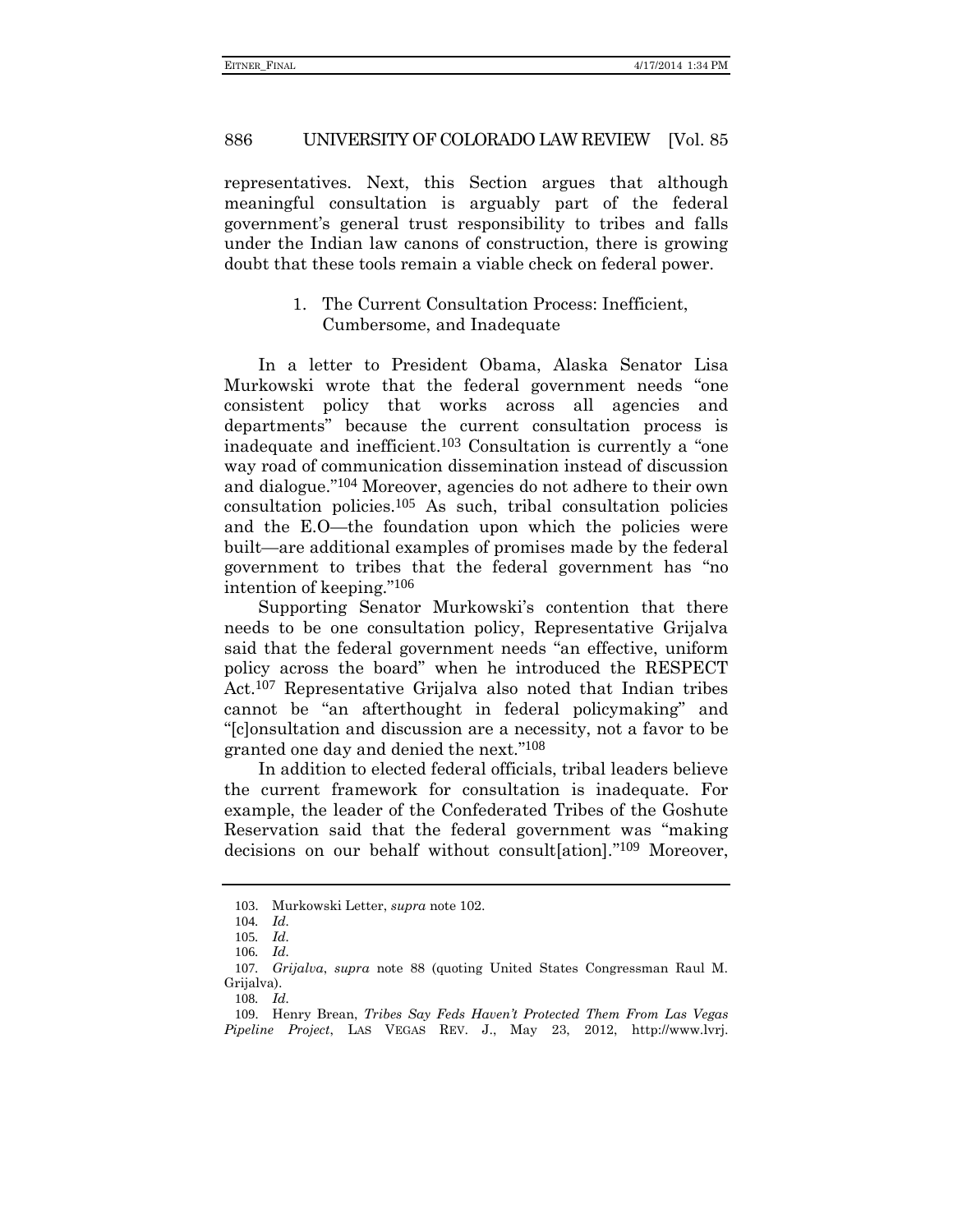representatives. Next, this Section argues that although meaningful consultation is arguably part of the federal government's general trust responsibility to tribes and falls under the Indian law canons of construction, there is growing doubt that these tools remain a viable check on federal power.

### 1. The Current Consultation Process: Inefficient, Cumbersome, and Inadequate

In a letter to President Obama, Alaska Senator Lisa Murkowski wrote that the federal government needs "one consistent policy that works across all agencies and departments" because the current consultation process is inadequate and inefficient.[103] Consultation is currently a "one way road of communication dissemination instead of discussion and dialogue."[104] Moreover, agencies do not adhere to their own consultation policies.[105] As such, tribal consultation policies and the E.O—the foundation upon which the policies were built—are additional examples of promises made by the federal government to tribes that the federal government has "no intention of keeping."[106]

Supporting Senator Murkowski's contention that there needs to be one consultation policy, Representative Grijalva said that the federal government needs "an effective, uniform policy across the board" when he introduced the RESPECT Act.[107] Representative Grijalva also noted that Indian tribes cannot be "an afterthought in federal policymaking" and "[c]onsultation and discussion are a necessity, not a favor to be granted one day and denied the next."[108]

In addition to elected federal officials, tribal leaders believe the current framework for consultation is inadequate. For example, the leader of the Confederated Tribes of the Goshute Reservation said that the federal government was "making decisions on our behalf without consult[ation]."[109] Moreover,

---

103. Murkowski Letter, *supra* note 102.

104. *Id.*

105. *Id.*

106. *Id.*

107. *Grijalva*, *supra* note 88 (quoting United States Congressman Raul M. Grijalva).

108. *Id.*

109. Henry Brean, *Tribes Say Feds Haven't Protected Them From Las Vegas Pipeline Project*, LAS VEGAS REV. J., May 23, 2012, http://www.lvrj.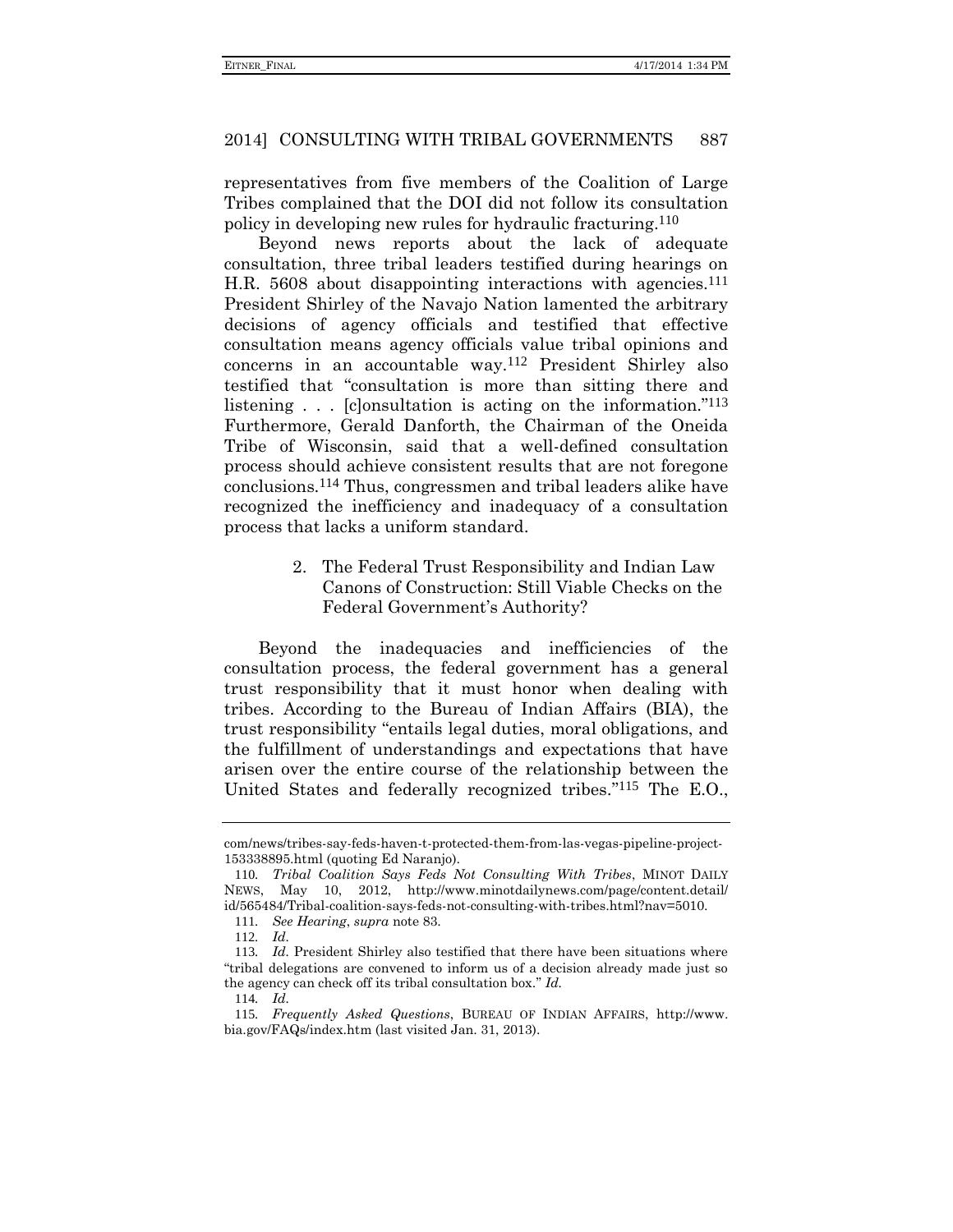representatives from five members of the Coalition of Large Tribes complained that the DOI did not follow its consultation policy in developing new rules for hydraulic fracturing.[110]

Beyond news reports about the lack of adequate consultation, three tribal leaders testified during hearings on H.R. 5608 about disappointing interactions with agencies.[111] President Shirley of the Navajo Nation lamented the arbitrary decisions of agency officials and testified that effective consultation means agency officials value tribal opinions and concerns in an accountable way.[112] President Shirley also testified that "consultation is more than sitting there and listening . . . [c]onsultation is acting on the information."[113] Furthermore, Gerald Danforth, the Chairman of the Oneida Tribe of Wisconsin, said that a well-defined consultation process should achieve consistent results that are not foregone conclusions.[114] Thus, congressmen and tribal leaders alike have recognized the inefficiency and inadequacy of a consultation process that lacks a uniform standard.

### 2. The Federal Trust Responsibility and Indian Law Canons of Construction: Still Viable Checks on the Federal Government's Authority?

Beyond the inadequacies and inefficiencies of the consultation process, the federal government has a general trust responsibility that it must honor when dealing with tribes. According to the Bureau of Indian Affairs (BIA), the trust responsibility "entails legal duties, moral obligations, and the fulfillment of understandings and expectations that have arisen over the entire course of the relationship between the United States and federally recognized tribes."[115] The E.O.,

---

com/news/tribes-say-feds-haven-t-protected-them-from-las-vegas-pipeline-project-153338895.html (quoting Ed Naranjo).

110. *Tribal Coalition Says Feds Not Consulting With Tribes*, MINOT DAILY NEWS, May 10, 2012, http://www.minotdailynews.com/page/content.detail/id/565484/Tribal-coalition-says-feds-not-consulting-with-tribes.html?nav=5010.

111. *See Hearing*, *supra* note 83.

112. *Id.*

113. *Id.* President Shirley also testified that there have been situations where "tribal delegations are convened to inform us of a decision already made just so the agency can check off its tribal consultation box." *Id.*

114. *Id.*

115. *Frequently Asked Questions*, BUREAU OF INDIAN AFFAIRS, http://www.bia.gov/FAQs/index.htm (last visited Jan. 31, 2013).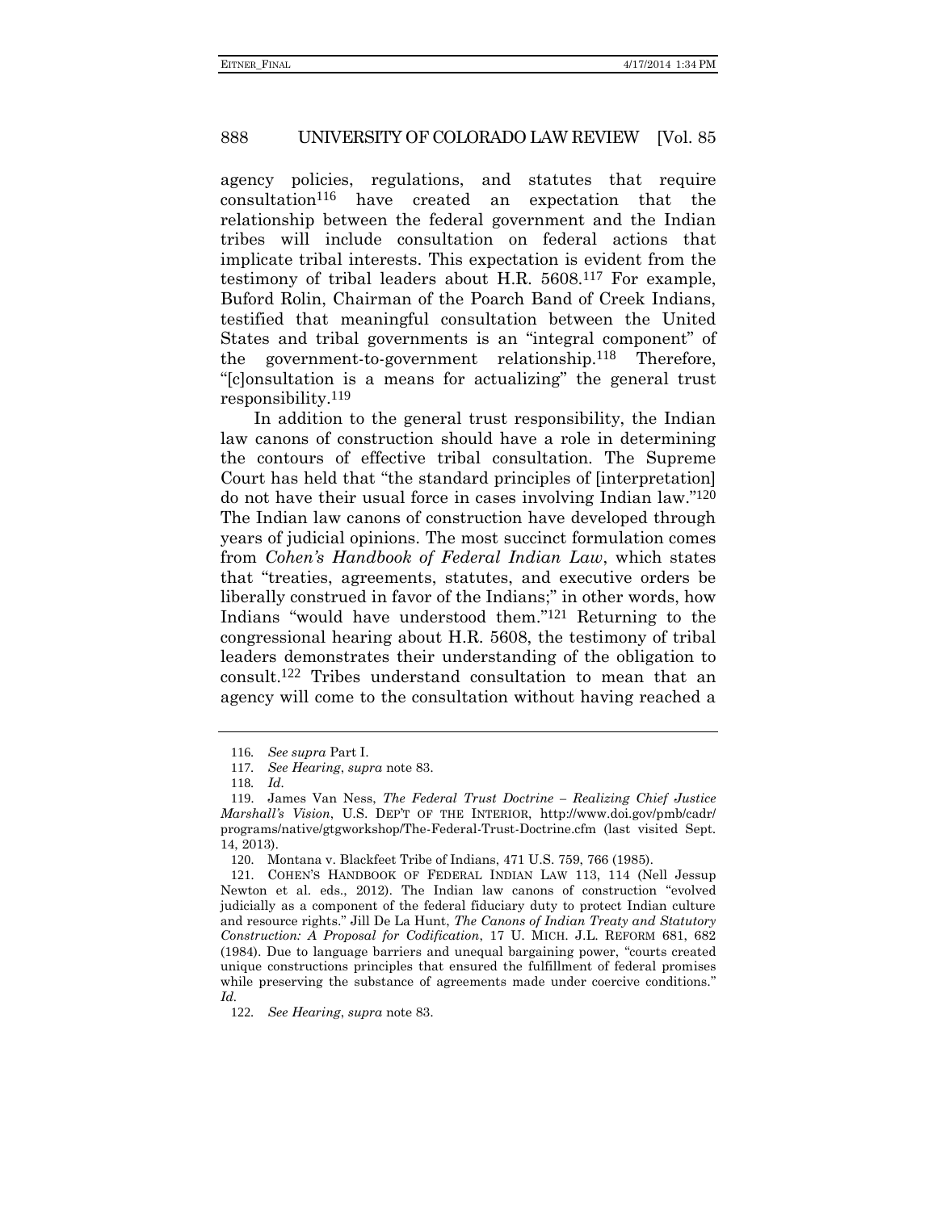agency policies, regulations, and statutes that require consultation[116] have created an expectation that the relationship between the federal government and the Indian tribes will include consultation on federal actions that implicate tribal interests. This expectation is evident from the testimony of tribal leaders about H.R. 5608.[117] For example, Buford Rolin, Chairman of the Poarch Band of Creek Indians, testified that meaningful consultation between the United States and tribal governments is an "integral component" of the government-to-government relationship.[118] Therefore, "[c]onsultation is a means for actualizing" the general trust responsibility.[119]

In addition to the general trust responsibility, the Indian law canons of construction should have a role in determining the contours of effective tribal consultation. The Supreme Court has held that "the standard principles of [interpretation] do not have their usual force in cases involving Indian law."[120] The Indian law canons of construction have developed through years of judicial opinions. The most succinct formulation comes from *Cohen's Handbook of Federal Indian Law*, which states that "treaties, agreements, statutes, and executive orders be liberally construed in favor of the Indians;" in other words, how Indians "would have understood them."[121] Returning to the congressional hearing about H.R. 5608, the testimony of tribal leaders demonstrates their understanding of the obligation to consult.[122] Tribes understand consultation to mean that an agency will come to the consultation without having reached a

---

116. *See supra* Part I.

117. *See Hearing*, *supra* note 83.

118. *Id.*

119. James Van Ness, *The Federal Trust Doctrine – Realizing Chief Justice Marshall's Vision*, U.S. DEP'T OF THE INTERIOR, http://www.doi.gov/pmb/cadr/programs/native/gtgworkshop/The-Federal-Trust-Doctrine.cfm (last visited Sept. 14, 2013).

120. Montana v. Blackfeet Tribe of Indians, 471 U.S. 759, 766 (1985).

121. COHEN'S HANDBOOK OF FEDERAL INDIAN LAW 113, 114 (Nell Jessup Newton et al. eds., 2012). The Indian law canons of construction "evolved judicially as a component of the federal fiduciary duty to protect Indian culture and resource rights." Jill De La Hunt, *The Canons of Indian Treaty and Statutory Construction: A Proposal for Codification*, 17 U. MICH. J.L. REFORM 681, 682 (1984). Due to language barriers and unequal bargaining power, "courts created unique constructions principles that ensured the fulfillment of federal promises while preserving the substance of agreements made under coercive conditions." *Id.*

122. *See Hearing*, *supra* note 83.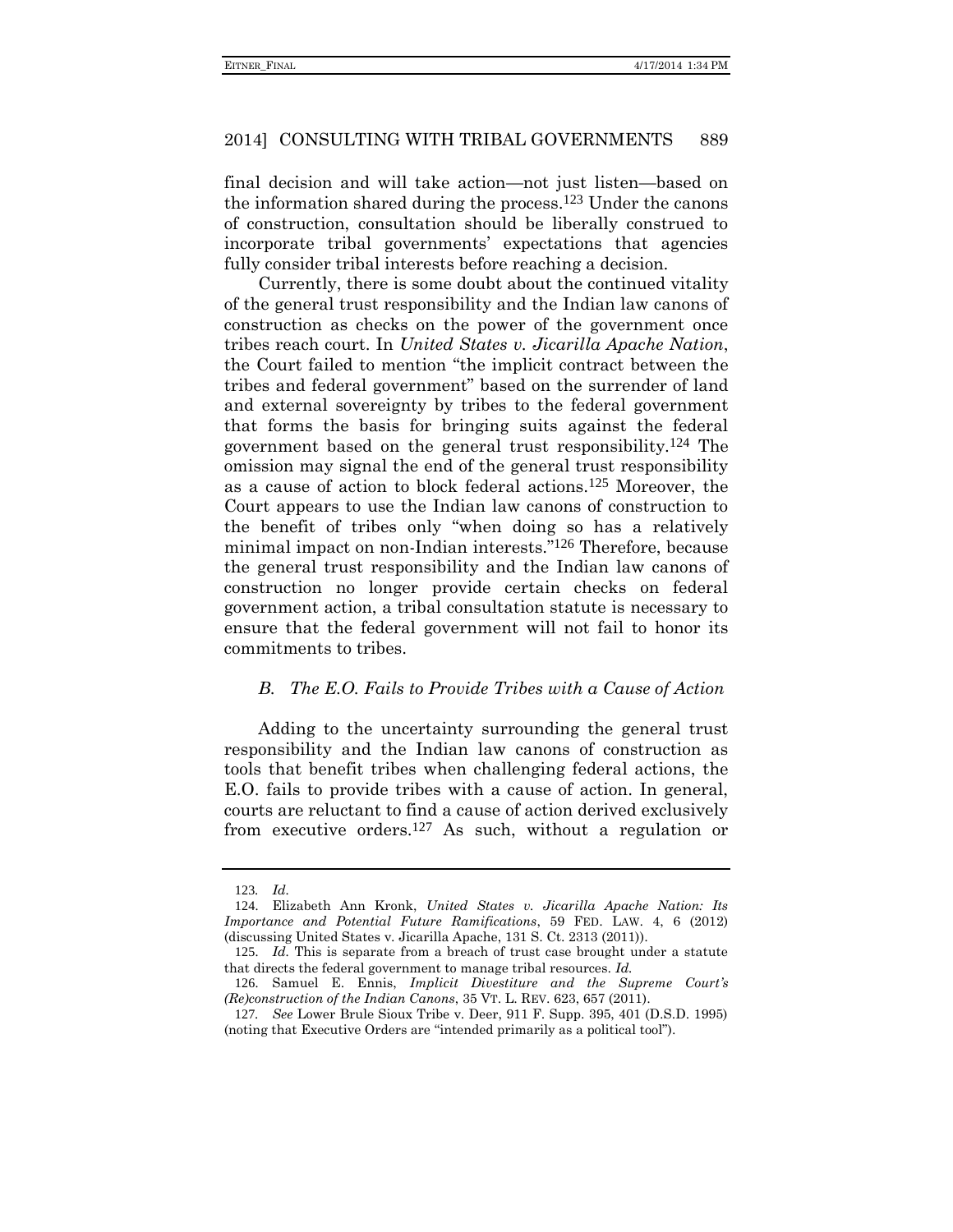final decision and will take action—not just listen—based on the information shared during the process.[123] Under the canons of construction, consultation should be liberally construed to incorporate tribal governments' expectations that agencies fully consider tribal interests before reaching a decision.

Currently, there is some doubt about the continued vitality of the general trust responsibility and the Indian law canons of construction as checks on the power of the government once tribes reach court. In *United States v. Jicarilla Apache Nation*, the Court failed to mention "the implicit contract between the tribes and federal government" based on the surrender of land and external sovereignty by tribes to the federal government that forms the basis for bringing suits against the federal government based on the general trust responsibility.[124] The omission may signal the end of the general trust responsibility as a cause of action to block federal actions.[125] Moreover, the Court appears to use the Indian law canons of construction to the benefit of tribes only "when doing so has a relatively minimal impact on non-Indian interests."[126] Therefore, because the general trust responsibility and the Indian law canons of construction no longer provide certain checks on federal government action, a tribal consultation statute is necessary to ensure that the federal government will not fail to honor its commitments to tribes.

### *B. The E.O. Fails to Provide Tribes with a Cause of Action*

Adding to the uncertainty surrounding the general trust responsibility and the Indian law canons of construction as tools that benefit tribes when challenging federal actions, the E.O. fails to provide tribes with a cause of action. In general, courts are reluctant to find a cause of action derived exclusively from executive orders.[127] As such, without a regulation or

---

123. *Id.*

124. Elizabeth Ann Kronk, *United States v. Jicarilla Apache Nation: Its Importance and Potential Future Ramifications*, 59 FED. LAW. 4, 6 (2012) (discussing United States v. Jicarilla Apache, 131 S. Ct. 2313 (2011)).

125. *Id.* This is separate from a breach of trust case brought under a statute that directs the federal government to manage tribal resources. *Id.*

126. Samuel E. Ennis, *Implicit Divestiture and the Supreme Court's (Re)construction of the Indian Canons*, 35 VT. L. REV. 623, 657 (2011).

127. *See* Lower Brule Sioux Tribe v. Deer, 911 F. Supp. 395, 401 (D.S.D. 1995) (noting that Executive Orders are "intended primarily as a political tool").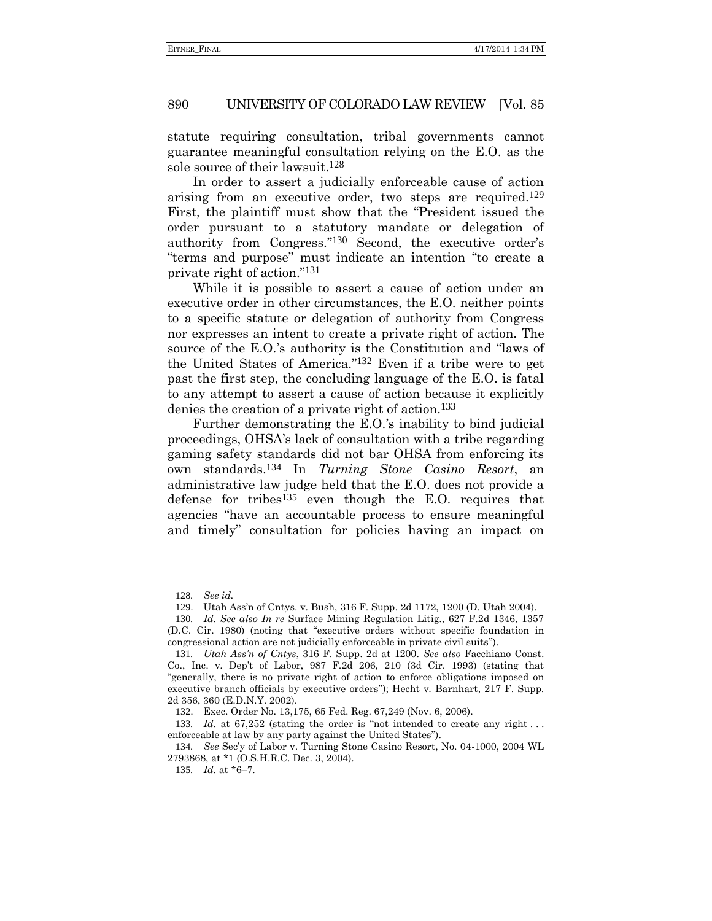statute requiring consultation, tribal governments cannot guarantee meaningful consultation relying on the E.O. as the sole source of their lawsuit.[128]

In order to assert a judicially enforceable cause of action arising from an executive order, two steps are required.[129] First, the plaintiff must show that the "President issued the order pursuant to a statutory mandate or delegation of authority from Congress."[130] Second, the executive order's "terms and purpose" must indicate an intention "to create a private right of action."[131]

While it is possible to assert a cause of action under an executive order in other circumstances, the E.O. neither points to a specific statute or delegation of authority from Congress nor expresses an intent to create a private right of action. The source of the E.O.'s authority is the Constitution and "laws of the United States of America."[132] Even if a tribe were to get past the first step, the concluding language of the E.O. is fatal to any attempt to assert a cause of action because it explicitly denies the creation of a private right of action.[133]

Further demonstrating the E.O.'s inability to bind judicial proceedings, OHSA's lack of consultation with a tribe regarding gaming safety standards did not bar OHSA from enforcing its own standards.[134] In *Turning Stone Casino Resort*, an administrative law judge held that the E.O. does not provide a defense for tribes[135] even though the E.O. requires that agencies "have an accountable process to ensure meaningful and timely" consultation for policies having an impact on

---

128. *See id.*

129. Utah Ass'n of Cntys. v. Bush, 316 F. Supp. 2d 1172, 1200 (D. Utah 2004).

130. *Id. See also In re* Surface Mining Regulation Litig., 627 F.2d 1346, 1357 (D.C. Cir. 1980) (noting that "executive orders without specific foundation in congressional action are not judicially enforceable in private civil suits").

131. *Utah Ass'n of Cntys*, 316 F. Supp. 2d at 1200. *See also* Facchiano Const. Co., Inc. v. Dep't of Labor, 987 F.2d 206, 210 (3d Cir. 1993) (stating that "generally, there is no private right of action to enforce obligations imposed on executive branch officials by executive orders"); Hecht v. Barnhart, 217 F. Supp. 2d 356, 360 (E.D.N.Y. 2002).

132. Exec. Order No. 13,175, 65 Fed. Reg. 67,249 (Nov. 6, 2006).

133. *Id.* at 67,252 (stating the order is "not intended to create any right . . . enforceable at law by any party against the United States").

134. *See* Sec'y of Labor v. Turning Stone Casino Resort, No. 04-1000, 2004 WL 2793868, at *1 (O.S.H.R.C. Dec. 3, 2004).

135. *Id.* at *6–7.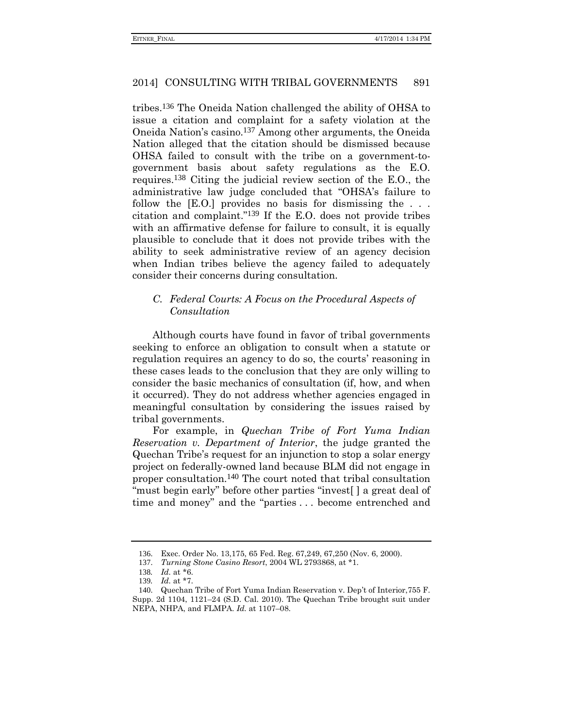tribes.[136] The Oneida Nation challenged the ability of OHSA to issue a citation and complaint for a safety violation at the Oneida Nation's casino.[137] Among other arguments, the Oneida Nation alleged that the citation should be dismissed because OHSA failed to consult with the tribe on a government-to-government basis about safety regulations as the E.O. requires.[138] Citing the judicial review section of the E.O., the administrative law judge concluded that "OHSA's failure to follow the [E.O.] provides no basis for dismissing the . . . citation and complaint."[139] If the E.O. does not provide tribes with an affirmative defense for failure to consult, it is equally plausible to conclude that it does not provide tribes with the ability to seek administrative review of an agency decision when Indian tribes believe the agency failed to adequately consider their concerns during consultation.

### *C. Federal Courts: A Focus on the Procedural Aspects of Consultation*

Although courts have found in favor of tribal governments seeking to enforce an obligation to consult when a statute or regulation requires an agency to do so, the courts' reasoning in these cases leads to the conclusion that they are only willing to consider the basic mechanics of consultation (if, how, and when it occurred). They do not address whether agencies engaged in meaningful consultation by considering the issues raised by tribal governments.

For example, in *Quechan Tribe of Fort Yuma Indian Reservation v. Department of Interior*, the judge granted the Quechan Tribe's request for an injunction to stop a solar energy project on federally-owned land because BLM did not engage in proper consultation.[140] The court noted that tribal consultation "must begin early" before other parties "invest[ ] a great deal of time and money" and the "parties . . . become entrenched and

---

136. Exec. Order No. 13,175, 65 Fed. Reg. 67,249, 67,250 (Nov. 6, 2000).

137. *Turning Stone Casino Resort*, 2004 WL 2793868, at *1.

138. *Id.* at *6.

139. *Id.* at *7.

140. Quechan Tribe of Fort Yuma Indian Reservation v. Dep't of Interior,755 F. Supp. 2d 1104, 1121–24 (S.D. Cal. 2010). The Quechan Tribe brought suit under NEPA, NHPA, and FLMPA. *Id.* at 1107–08.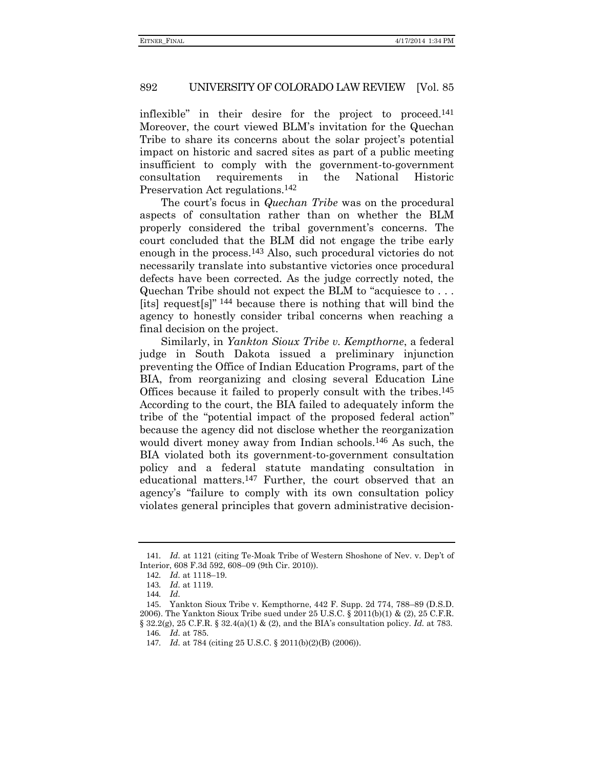inflexible" in their desire for the project to proceed.[141] Moreover, the court viewed BLM's invitation for the Quechan Tribe to share its concerns about the solar project's potential impact on historic and sacred sites as part of a public meeting insufficient to comply with the government-to-government consultation requirements in the National Historic Preservation Act regulations.[142]

The court's focus in *Quechan Tribe* was on the procedural aspects of consultation rather than on whether the BLM properly considered the tribal government's concerns. The court concluded that the BLM did not engage the tribe early enough in the process.[143] Also, such procedural victories do not necessarily translate into substantive victories once procedural defects have been corrected. As the judge correctly noted, the Quechan Tribe should not expect the BLM to "acquiesce to . . . [its] request[s]"[144] because there is nothing that will bind the agency to honestly consider tribal concerns when reaching a final decision on the project.

Similarly, in *Yankton Sioux Tribe v. Kempthorne*, a federal judge in South Dakota issued a preliminary injunction preventing the Office of Indian Education Programs, part of the BIA, from reorganizing and closing several Education Line Offices because it failed to properly consult with the tribes.[145] According to the court, the BIA failed to adequately inform the tribe of the "potential impact of the proposed federal action" because the agency did not disclose whether the reorganization would divert money away from Indian schools.[146] As such, the BIA violated both its government-to-government consultation policy and a federal statute mandating consultation in educational matters.[147] Further, the court observed that an agency's "failure to comply with its own consultation policy violates general principles that govern administrative decision-

---

141. *Id.* at 1121 (citing Te-Moak Tribe of Western Shoshone of Nev. v. Dep't of Interior, 608 F.3d 592, 608–09 (9th Cir. 2010)).

142. *Id.* at 1118–19.

143. *Id.* at 1119.

144. *Id.*

145. Yankton Sioux Tribe v. Kempthorne, 442 F. Supp. 2d 774, 788–89 (D.S.D. 2006). The Yankton Sioux Tribe sued under 25 U.S.C. § 2011(b)(1) & (2), 25 C.F.R. § 32.2(g), 25 C.F.R. § 32.4(a)(1) & (2), and the BIA's consultation policy. *Id.* at 783.

146. *Id.* at 785.

147. *Id.* at 784 (citing 25 U.S.C. § 2011(b)(2)(B) (2006)).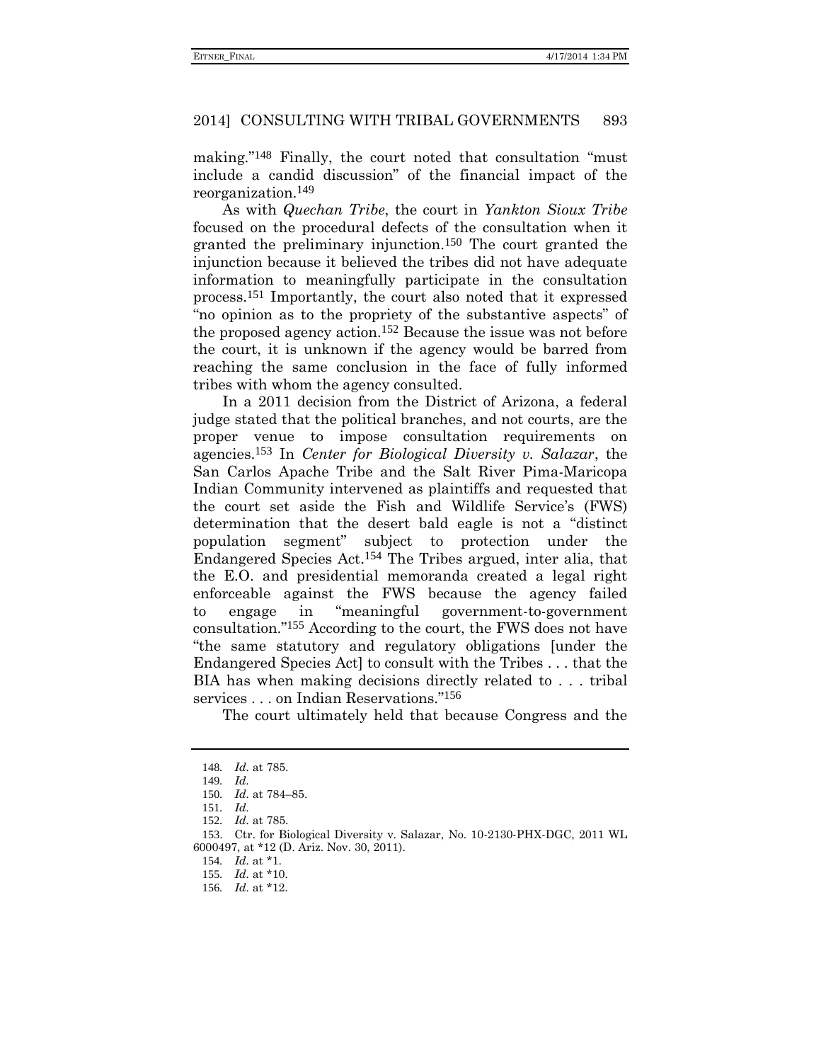making."[148] Finally, the court noted that consultation "must include a candid discussion" of the financial impact of the reorganization.[149]

As with *Quechan Tribe*, the court in *Yankton Sioux Tribe* focused on the procedural defects of the consultation when it granted the preliminary injunction.[150] The court granted the injunction because it believed the tribes did not have adequate information to meaningfully participate in the consultation process.[151] Importantly, the court also noted that it expressed "no opinion as to the propriety of the substantive aspects" of the proposed agency action.[152] Because the issue was not before the court, it is unknown if the agency would be barred from reaching the same conclusion in the face of fully informed tribes with whom the agency consulted.

In a 2011 decision from the District of Arizona, a federal judge stated that the political branches, and not courts, are the proper venue to impose consultation requirements on agencies.[153] In *Center for Biological Diversity v. Salazar*, the San Carlos Apache Tribe and the Salt River Pima-Maricopa Indian Community intervened as plaintiffs and requested that the court set aside the Fish and Wildlife Service's (FWS) determination that the desert bald eagle is not a "distinct population segment" subject to protection under the Endangered Species Act.[154] The Tribes argued, inter alia, that the E.O. and presidential memoranda created a legal right enforceable against the FWS because the agency failed to engage in "meaningful government-to-government consultation."[155] According to the court, the FWS does not have "the same statutory and regulatory obligations [under the Endangered Species Act] to consult with the Tribes . . . that the BIA has when making decisions directly related to . . . tribal services . . . on Indian Reservations."[156]

The court ultimately held that because Congress and the

---

148. *Id.* at 785.

149. *Id.*

150. *Id.* at 784–85.

151. *Id.*

152. *Id.* at 785.

153. Ctr. for Biological Diversity v. Salazar, No. 10-2130-PHX-DGC, 2011 WL 6000497, at *12 (D. Ariz. Nov. 30, 2011).

154. *Id.* at *1.

155. *Id.* at *10.

156. *Id.* at *12.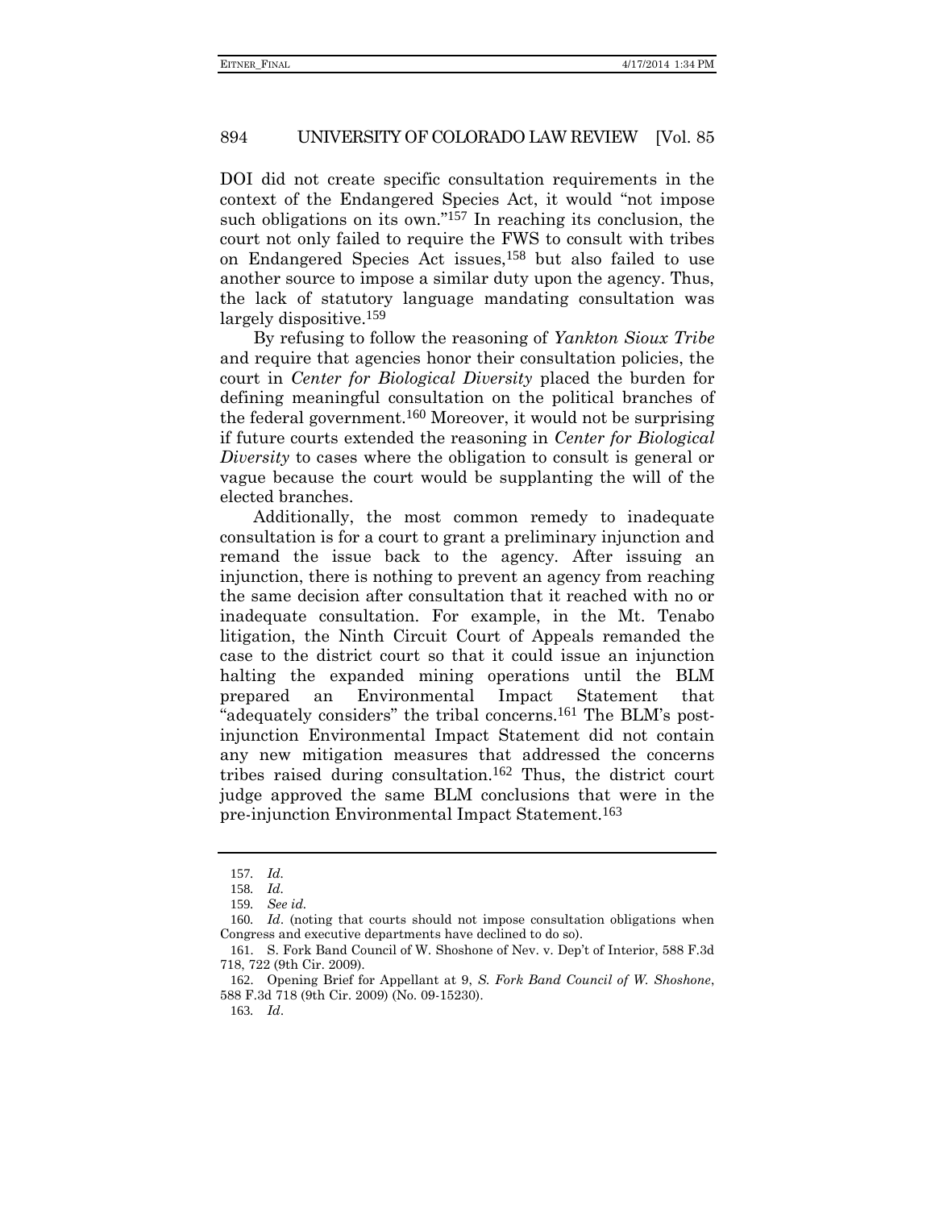DOI did not create specific consultation requirements in the context of the Endangered Species Act, it would "not impose such obligations on its own."[157] In reaching its conclusion, the court not only failed to require the FWS to consult with tribes on Endangered Species Act issues,[158] but also failed to use another source to impose a similar duty upon the agency. Thus, the lack of statutory language mandating consultation was largely dispositive.[159]

By refusing to follow the reasoning of *Yankton Sioux Tribe* and require that agencies honor their consultation policies, the court in *Center for Biological Diversity* placed the burden for defining meaningful consultation on the political branches of the federal government.[160] Moreover, it would not be surprising if future courts extended the reasoning in *Center for Biological Diversity* to cases where the obligation to consult is general or vague because the court would be supplanting the will of the elected branches.

Additionally, the most common remedy to inadequate consultation is for a court to grant a preliminary injunction and remand the issue back to the agency. After issuing an injunction, there is nothing to prevent an agency from reaching the same decision after consultation that it reached with no or inadequate consultation. For example, in the Mt. Tenabo litigation, the Ninth Circuit Court of Appeals remanded the case to the district court so that it could issue an injunction halting the expanded mining operations until the BLM prepared an Environmental Impact Statement that "adequately considers" the tribal concerns.[161] The BLM's post-injunction Environmental Impact Statement did not contain any new mitigation measures that addressed the concerns tribes raised during consultation.[162] Thus, the district court judge approved the same BLM conclusions that were in the pre-injunction Environmental Impact Statement.[163]

---

157. *Id.*

158. *Id.*

159. *See id.*

160. *Id*. (noting that courts should not impose consultation obligations when Congress and executive departments have declined to do so).

161. S. Fork Band Council of W. Shoshone of Nev. v. Dep't of Interior, 588 F.3d 718, 722 (9th Cir. 2009).

162. Opening Brief for Appellant at 9, *S. Fork Band Council of W. Shoshone*, 588 F.3d 718 (9th Cir. 2009) (No. 09-15230).

163. *Id*.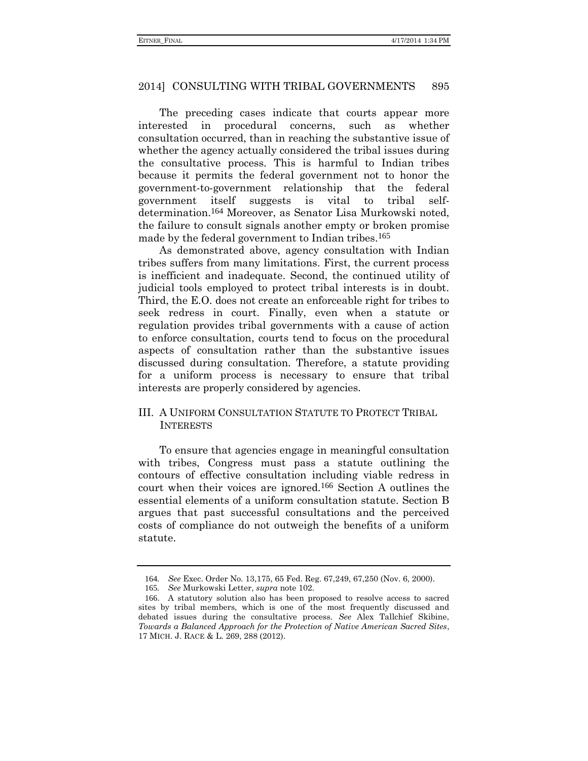The preceding cases indicate that courts appear more interested in procedural concerns, such as whether consultation occurred, than in reaching the substantive issue of whether the agency actually considered the tribal issues during the consultative process. This is harmful to Indian tribes because it permits the federal government not to honor the government-to-government relationship that the federal government itself suggests is vital to tribal self-determination.[164] Moreover, as Senator Lisa Murkowski noted, the failure to consult signals another empty or broken promise made by the federal government to Indian tribes.[165]

As demonstrated above, agency consultation with Indian tribes suffers from many limitations. First, the current process is inefficient and inadequate. Second, the continued utility of judicial tools employed to protect tribal interests is in doubt. Third, the E.O. does not create an enforceable right for tribes to seek redress in court. Finally, even when a statute or regulation provides tribal governments with a cause of action to enforce consultation, courts tend to focus on the procedural aspects of consultation rather than the substantive issues discussed during consultation. Therefore, a statute providing for a uniform process is necessary to ensure that tribal interests are properly considered by agencies.

## III. A UNIFORM CONSULTATION STATUTE TO PROTECT TRIBAL INTERESTS

To ensure that agencies engage in meaningful consultation with tribes, Congress must pass a statute outlining the contours of effective consultation including viable redress in court when their voices are ignored.[166] Section A outlines the essential elements of a uniform consultation statute. Section B argues that past successful consultations and the perceived costs of compliance do not outweigh the benefits of a uniform statute.

---

164. *See* Exec. Order No. 13,175, 65 Fed. Reg. 67,249, 67,250 (Nov. 6, 2000).

165. *See* Murkowski Letter, *supra* note 102.

166. A statutory solution also has been proposed to resolve access to sacred sites by tribal members, which is one of the most frequently discussed and debated issues during the consultative process. *See* Alex Tallchief Skibine, *Towards a Balanced Approach for the Protection of Native American Sacred Sites*, 17 MICH. J. RACE & L. 269, 288 (2012).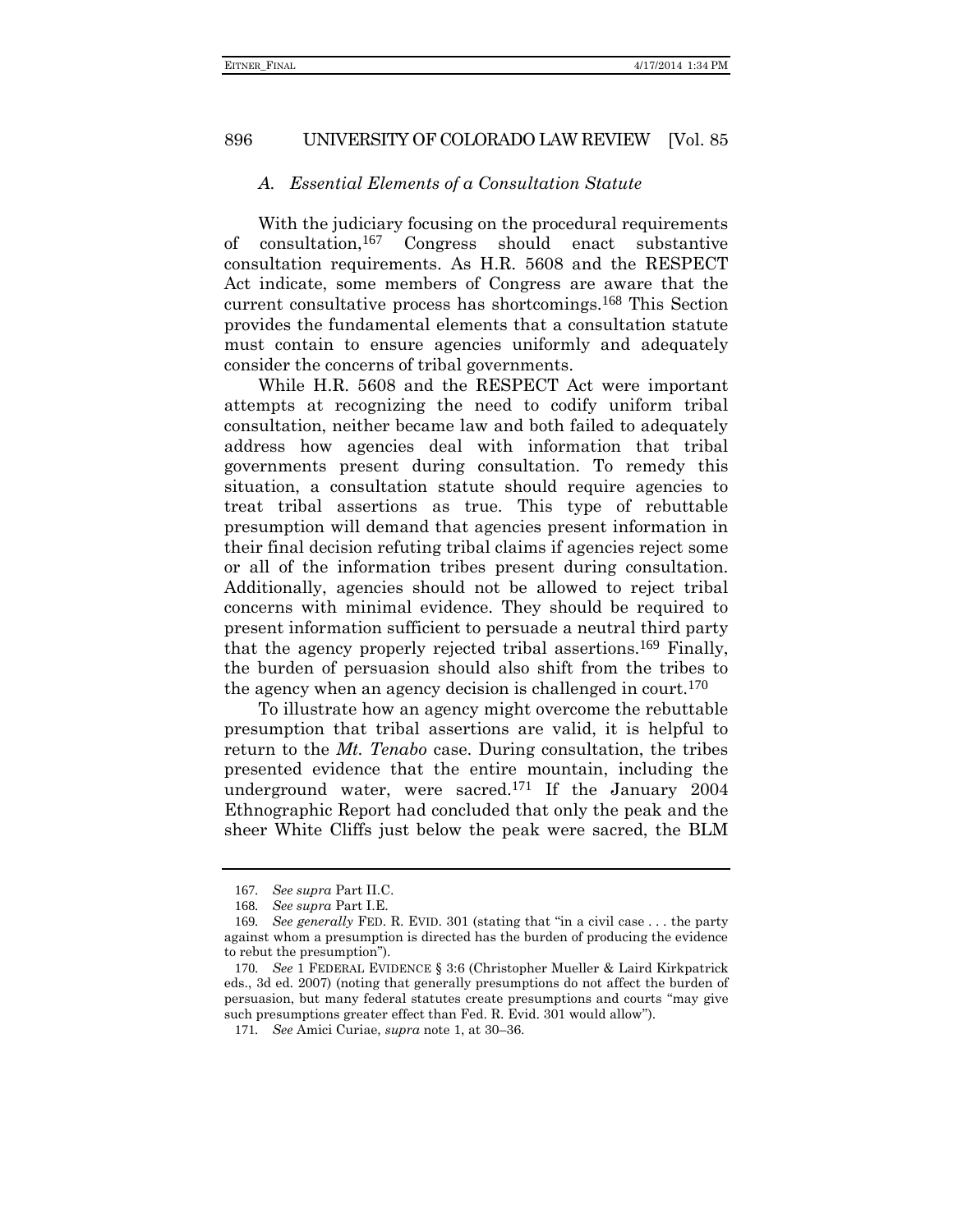### *A. Essential Elements of a Consultation Statute*

With the judiciary focusing on the procedural requirements of consultation,[167] Congress should enact substantive consultation requirements. As H.R. 5608 and the RESPECT Act indicate, some members of Congress are aware that the current consultative process has shortcomings.[168] This Section provides the fundamental elements that a consultation statute must contain to ensure agencies uniformly and adequately consider the concerns of tribal governments.

While H.R. 5608 and the RESPECT Act were important attempts at recognizing the need to codify uniform tribal consultation, neither became law and both failed to adequately address how agencies deal with information that tribal governments present during consultation. To remedy this situation, a consultation statute should require agencies to treat tribal assertions as true. This type of rebuttable presumption will demand that agencies present information in their final decision refuting tribal claims if agencies reject some or all of the information tribes present during consultation. Additionally, agencies should not be allowed to reject tribal concerns with minimal evidence. They should be required to present information sufficient to persuade a neutral third party that the agency properly rejected tribal assertions.[169] Finally, the burden of persuasion should also shift from the tribes to the agency when an agency decision is challenged in court.[170]

To illustrate how an agency might overcome the rebuttable presumption that tribal assertions are valid, it is helpful to return to the *Mt. Tenabo* case. During consultation, the tribes presented evidence that the entire mountain, including the underground water, were sacred.[171] If the January 2004 Ethnographic Report had concluded that only the peak and the sheer White Cliffs just below the peak were sacred, the BLM

---

167. *See supra* Part II.C.

168. *See supra* Part I.E.

169. *See generally* FED. R. EVID. 301 (stating that "in a civil case . . . the party against whom a presumption is directed has the burden of producing the evidence to rebut the presumption").

170. *See* 1 FEDERAL EVIDENCE § 3:6 (Christopher Mueller & Laird Kirkpatrick eds., 3d ed. 2007) (noting that generally presumptions do not affect the burden of persuasion, but many federal statutes create presumptions and courts "may give such presumptions greater effect than Fed. R. Evid. 301 would allow").

171. *See* Amici Curiae, *supra* note 1, at 30–36.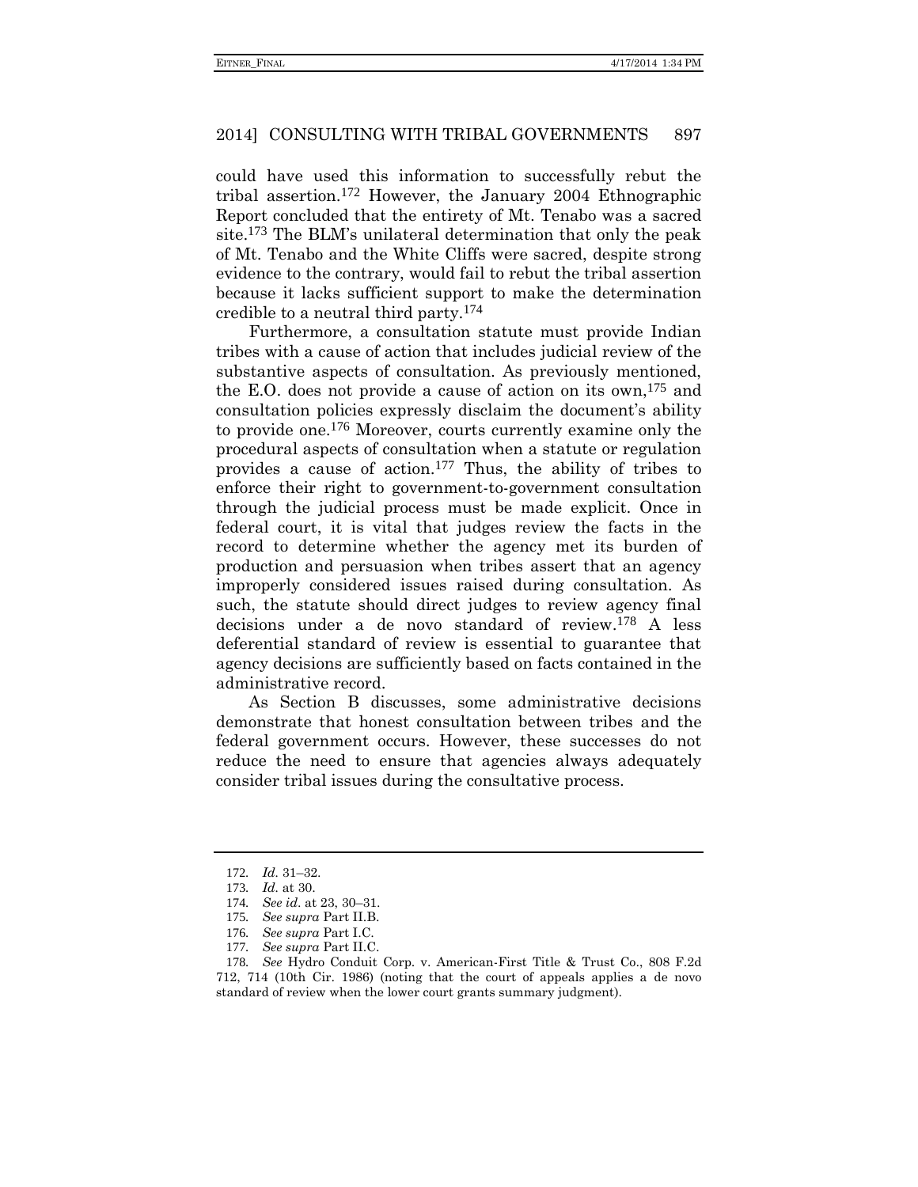could have used this information to successfully rebut the tribal assertion.[172] However, the January 2004 Ethnographic Report concluded that the entirety of Mt. Tenabo was a sacred site.[173] The BLM's unilateral determination that only the peak of Mt. Tenabo and the White Cliffs were sacred, despite strong evidence to the contrary, would fail to rebut the tribal assertion because it lacks sufficient support to make the determination credible to a neutral third party.[174]

Furthermore, a consultation statute must provide Indian tribes with a cause of action that includes judicial review of the substantive aspects of consultation. As previously mentioned, the E.O. does not provide a cause of action on its own,[175] and consultation policies expressly disclaim the document's ability to provide one.[176] Moreover, courts currently examine only the procedural aspects of consultation when a statute or regulation provides a cause of action.[177] Thus, the ability of tribes to enforce their right to government-to-government consultation through the judicial process must be made explicit. Once in federal court, it is vital that judges review the facts in the record to determine whether the agency met its burden of production and persuasion when tribes assert that an agency improperly considered issues raised during consultation. As such, the statute should direct judges to review agency final decisions under a de novo standard of review.[178] A less deferential standard of review is essential to guarantee that agency decisions are sufficiently based on facts contained in the administrative record.

As Section B discusses, some administrative decisions demonstrate that honest consultation between tribes and the federal government occurs. However, these successes do not reduce the need to ensure that agencies always adequately consider tribal issues during the consultative process.

---

172. *Id.* 31–32.

173. *Id.* at 30.

174. *See id.* at 23, 30–31.

175. *See supra* Part II.B.

176. *See supra* Part I.C.

177. *See supra* Part II.C.

178. *See* Hydro Conduit Corp. v. American-First Title & Trust Co., 808 F.2d 712, 714 (10th Cir. 1986) (noting that the court of appeals applies a de novo standard of review when the lower court grants summary judgment).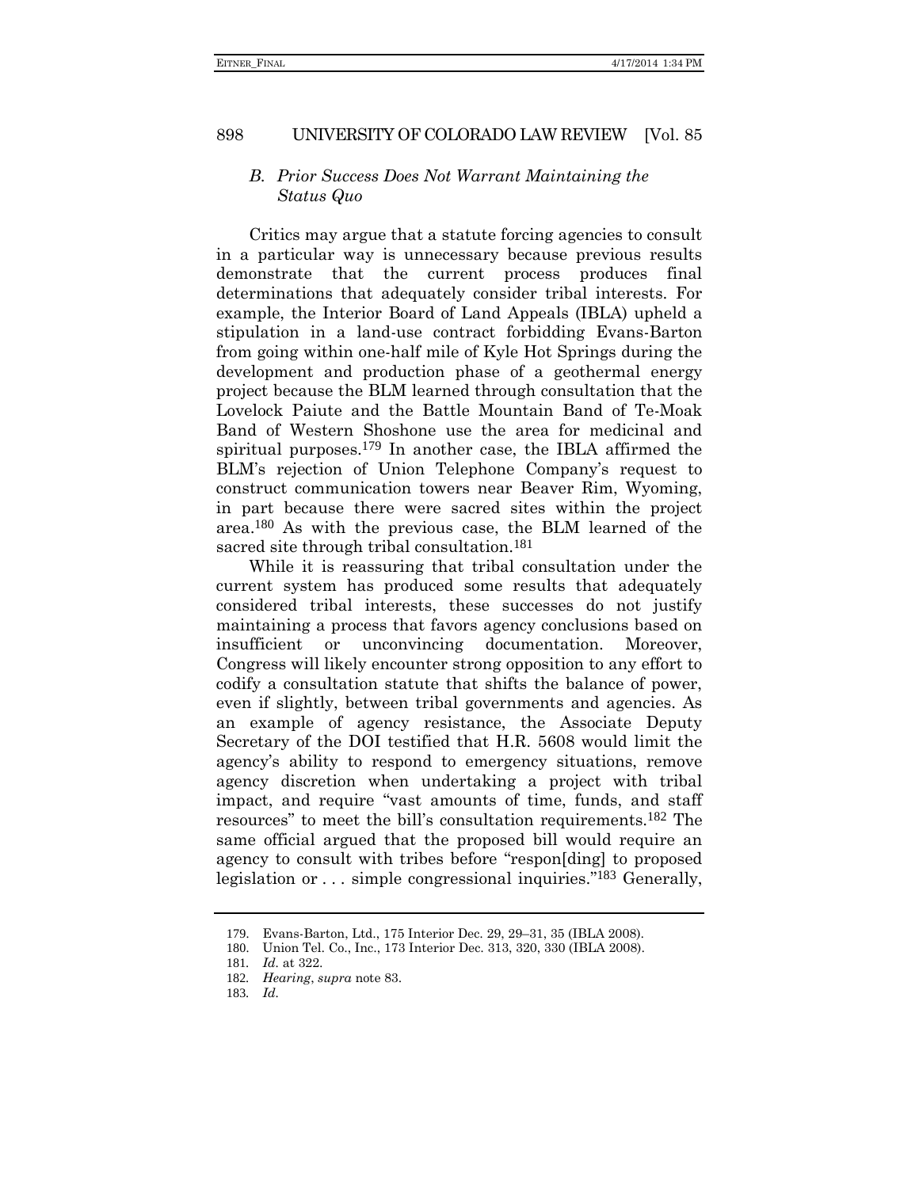### *B. Prior Success Does Not Warrant Maintaining the Status Quo*

Critics may argue that a statute forcing agencies to consult in a particular way is unnecessary because previous results demonstrate that the current process produces final determinations that adequately consider tribal interests. For example, the Interior Board of Land Appeals (IBLA) upheld a stipulation in a land-use contract forbidding Evans-Barton from going within one-half mile of Kyle Hot Springs during the development and production phase of a geothermal energy project because the BLM learned through consultation that the Lovelock Paiute and the Battle Mountain Band of Te-Moak Band of Western Shoshone use the area for medicinal and spiritual purposes.[179] In another case, the IBLA affirmed the BLM's rejection of Union Telephone Company's request to construct communication towers near Beaver Rim, Wyoming, in part because there were sacred sites within the project area.[180] As with the previous case, the BLM learned of the sacred site through tribal consultation.[181]

While it is reassuring that tribal consultation under the current system has produced some results that adequately considered tribal interests, these successes do not justify maintaining a process that favors agency conclusions based on insufficient or unconvincing documentation. Moreover, Congress will likely encounter strong opposition to any effort to codify a consultation statute that shifts the balance of power, even if slightly, between tribal governments and agencies. As an example of agency resistance, the Associate Deputy Secretary of the DOI testified that H.R. 5608 would limit the agency's ability to respond to emergency situations, remove agency discretion when undertaking a project with tribal impact, and require "vast amounts of time, funds, and staff resources" to meet the bill's consultation requirements.[182] The same official argued that the proposed bill would require an agency to consult with tribes before "respon[ding] to proposed legislation or . . . simple congressional inquiries."[183] Generally,

---

179. Evans-Barton, Ltd., 175 Interior Dec. 29, 29–31, 35 (IBLA 2008).

180. Union Tel. Co., Inc., 173 Interior Dec. 313, 320, 330 (IBLA 2008).

181. *Id.* at 322.

182. *Hearing*, *supra* note 83.

183. *Id.*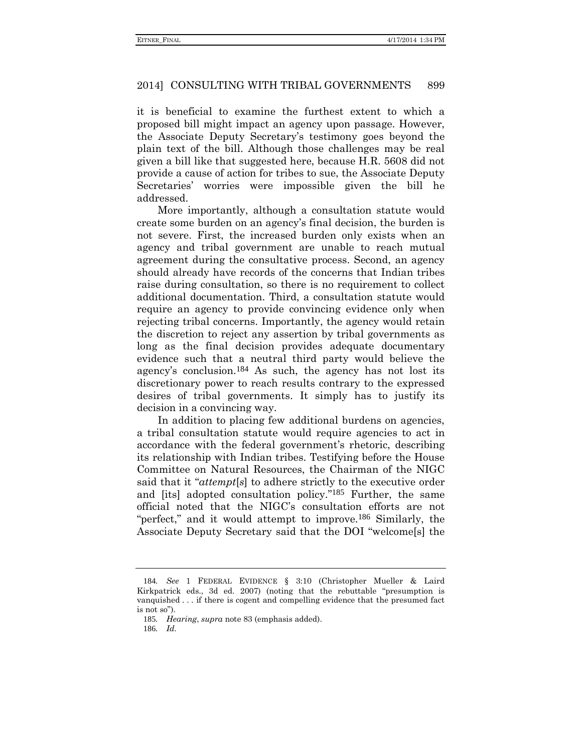it is beneficial to examine the furthest extent to which a proposed bill might impact an agency upon passage. However, the Associate Deputy Secretary's testimony goes beyond the plain text of the bill. Although those challenges may be real given a bill like that suggested here, because H.R. 5608 did not provide a cause of action for tribes to sue, the Associate Deputy Secretaries' worries were impossible given the bill he addressed.

More importantly, although a consultation statute would create some burden on an agency's final decision, the burden is not severe. First, the increased burden only exists when an agency and tribal government are unable to reach mutual agreement during the consultative process. Second, an agency should already have records of the concerns that Indian tribes raise during consultation, so there is no requirement to collect additional documentation. Third, a consultation statute would require an agency to provide convincing evidence only when rejecting tribal concerns. Importantly, the agency would retain the discretion to reject any assertion by tribal governments as long as the final decision provides adequate documentary evidence such that a neutral third party would believe the agency's conclusion.[184] As such, the agency has not lost its discretionary power to reach results contrary to the expressed desires of tribal governments. It simply has to justify its decision in a convincing way.

In addition to placing few additional burdens on agencies, a tribal consultation statute would require agencies to act in accordance with the federal government's rhetoric, describing its relationship with Indian tribes. Testifying before the House Committee on Natural Resources, the Chairman of the NIGC said that it "*attempt*[*s*] to adhere strictly to the executive order and [its] adopted consultation policy."[185] Further, the same official noted that the NIGC's consultation efforts are not "perfect," and it would attempt to improve.[186] Similarly, the Associate Deputy Secretary said that the DOI "welcome[s] the

---

184. *See* 1 FEDERAL EVIDENCE § 3:10 (Christopher Mueller & Laird Kirkpatrick eds., 3d ed. 2007) (noting that the rebuttable "presumption is vanquished . . . if there is cogent and compelling evidence that the presumed fact is not so").

185. *Hearing*, *supra* note 83 (emphasis added).

186. *Id.*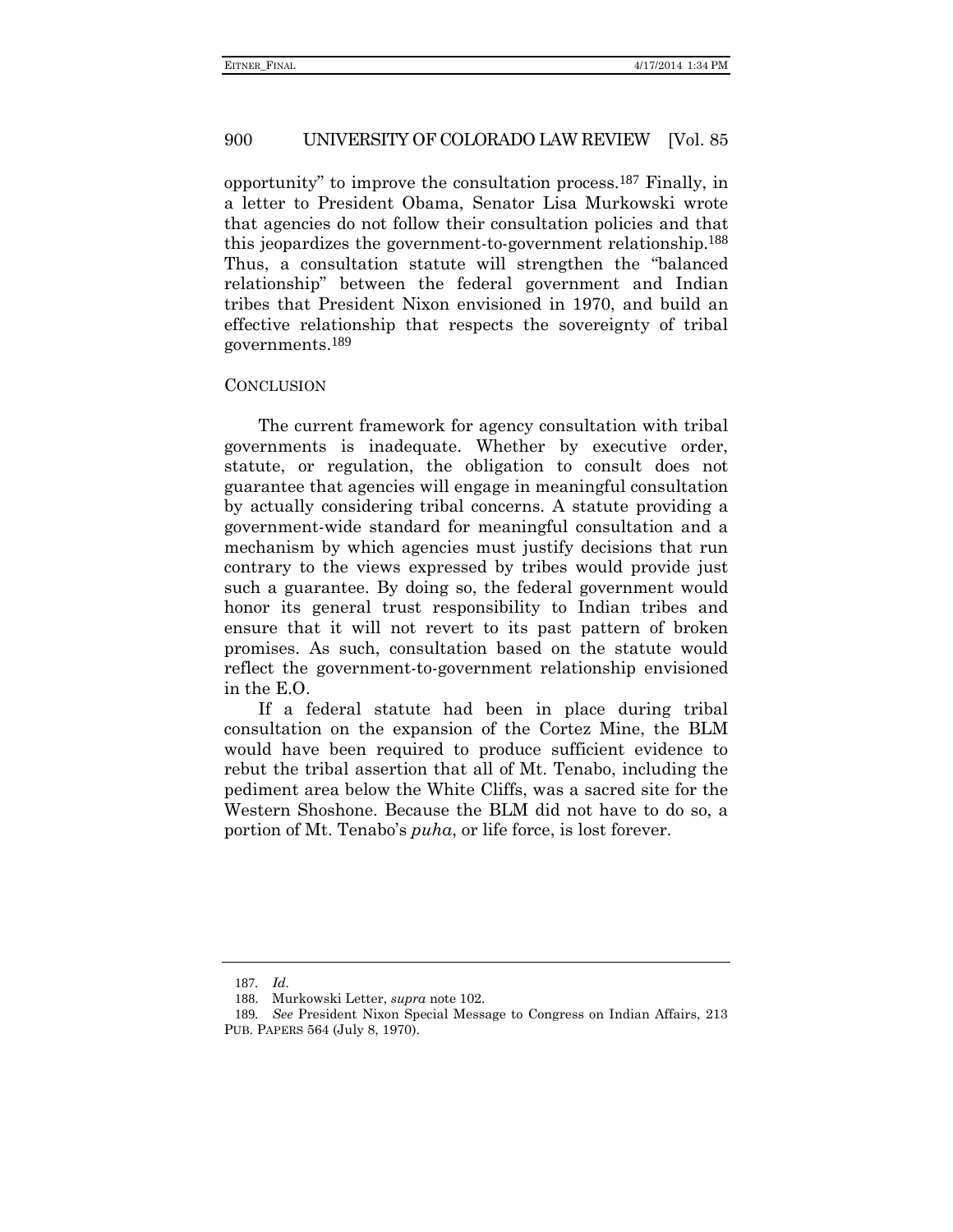opportunity" to improve the consultation process.[187] Finally, in a letter to President Obama, Senator Lisa Murkowski wrote that agencies do not follow their consultation policies and that this jeopardizes the government-to-government relationship.[188] Thus, a consultation statute will strengthen the "balanced relationship" between the federal government and Indian tribes that President Nixon envisioned in 1970, and build an effective relationship that respects the sovereignty of tribal governments.[189]

## CONCLUSION

The current framework for agency consultation with tribal governments is inadequate. Whether by executive order, statute, or regulation, the obligation to consult does not guarantee that agencies will engage in meaningful consultation by actually considering tribal concerns. A statute providing a government-wide standard for meaningful consultation and a mechanism by which agencies must justify decisions that run contrary to the views expressed by tribes would provide just such a guarantee. By doing so, the federal government would honor its general trust responsibility to Indian tribes and ensure that it will not revert to its past pattern of broken promises. As such, consultation based on the statute would reflect the government-to-government relationship envisioned in the E.O.

If a federal statute had been in place during tribal consultation on the expansion of the Cortez Mine, the BLM would have been required to produce sufficient evidence to rebut the tribal assertion that all of Mt. Tenabo, including the pediment area below the White Cliffs, was a sacred site for the Western Shoshone. Because the BLM did not have to do so, a portion of Mt. Tenabo's *puha*, or life force, is lost forever.

---

187. *Id.*

188. Murkowski Letter, *supra* note 102.

189. *See* President Nixon Special Message to Congress on Indian Affairs, 213 PUB. PAPERS 564 (July 8, 1970).